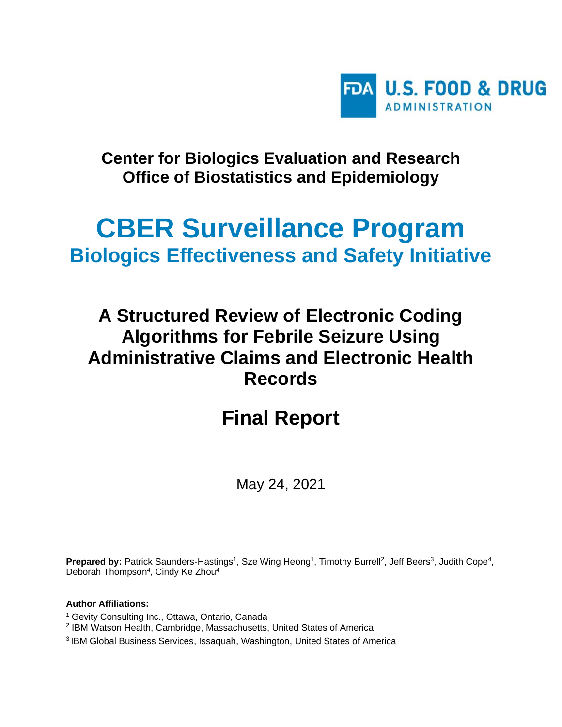U.S. FOOD & DRUG ADMINISTRATION

**Center for Biologics Evaluation and Research**
**Office of Biostatistics and Epidemiology**

# CBER Surveillance Program

## Biologics Effectiveness and Safety Initiative

# A Structured Review of Electronic Coding Algorithms for Febrile Seizure Using Administrative Claims and Electronic Health Records

# Final Report

May 24, 2021

**Prepared by:** Patrick Saunders-Hastings[1], Sze Wing Heong[1], Timothy Burrell[2], Jeff Beers[3], Judith Cope[4], Deborah Thompson[4], Cindy Ke Zhou[4]

**Author Affiliations:**

[1] Gevity Consulting Inc., Ottawa, Ontario, Canada
[2] IBM Watson Health, Cambridge, Massachusetts, United States of America
[3] IBM Global Business Services, Issaquah, Washington, United States of America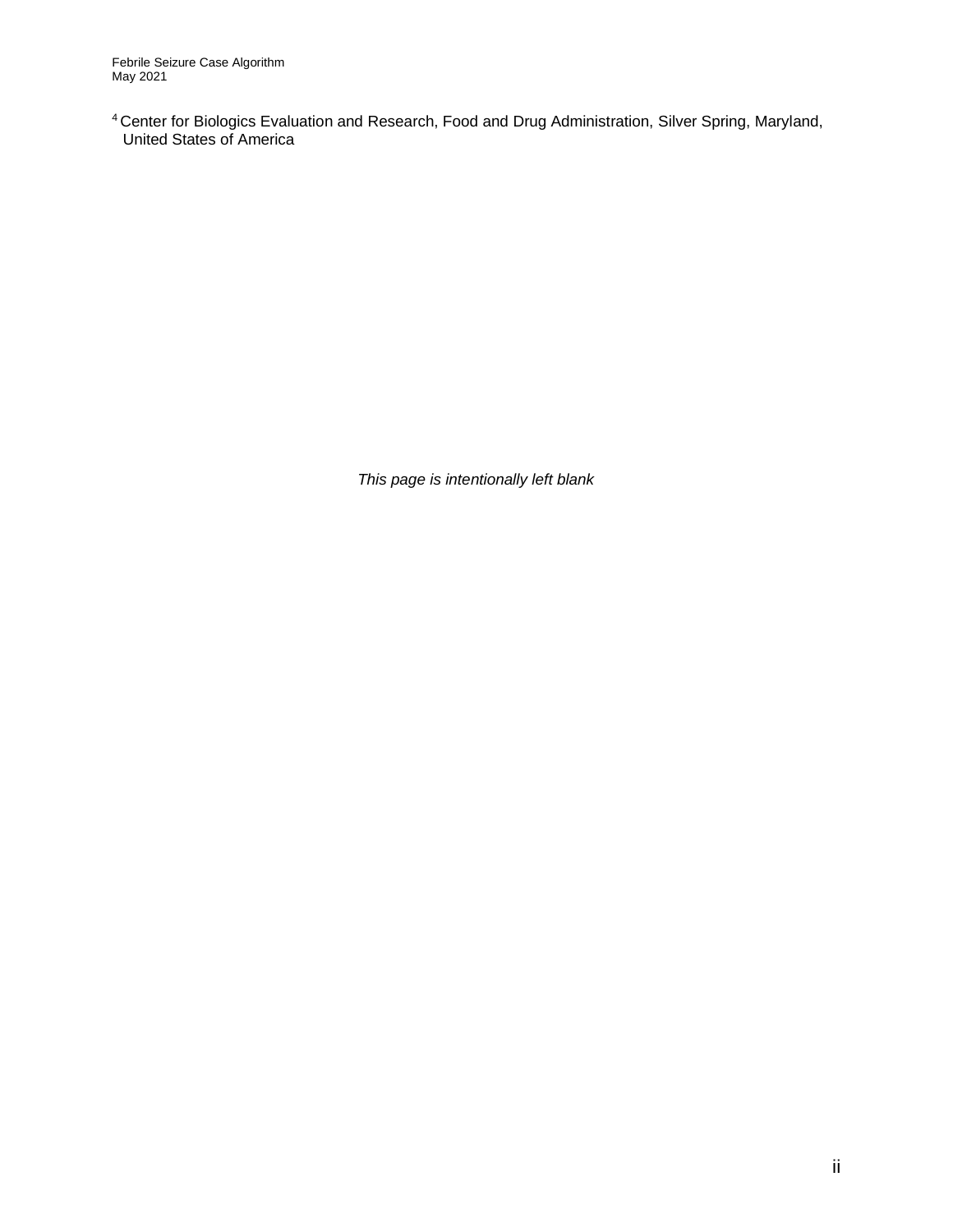[4] Center for Biologics Evaluation and Research, Food and Drug Administration, Silver Spring, Maryland, United States of America

*This page is intentionally left blank*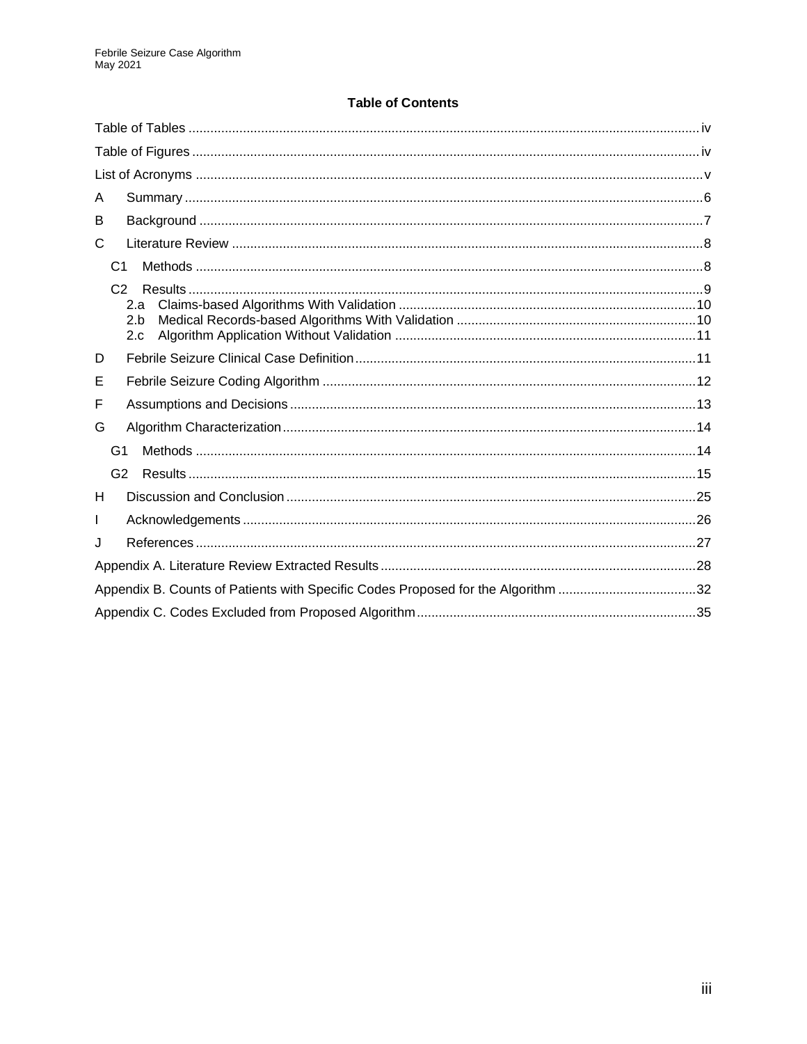# Table of Contents

Table of Tables ........ iv

Table of Figures ........ iv

List of Acronyms ........ v

A Summary ........ 6

B Background ........ 7

C Literature Review ........ 8

- C1 Methods ........ 8
- C2 Results ........ 9
  - 2.a Claims-based Algorithms With Validation ........ 10
  - 2.b Medical Records-based Algorithms With Validation ........ 10
  - 2.c Algorithm Application Without Validation ........ 11

D Febrile Seizure Clinical Case Definition ........ 11

E Febrile Seizure Coding Algorithm ........ 12

F Assumptions and Decisions ........ 13

G Algorithm Characterization ........ 14

- G1 Methods ........ 14
- G2 Results ........ 15

H Discussion and Conclusion ........ 25

I Acknowledgements ........ 26

J References ........ 27

Appendix A. Literature Review Extracted Results ........ 28

Appendix B. Counts of Patients with Specific Codes Proposed for the Algorithm ........ 32

Appendix C. Codes Excluded from Proposed Algorithm ........ 35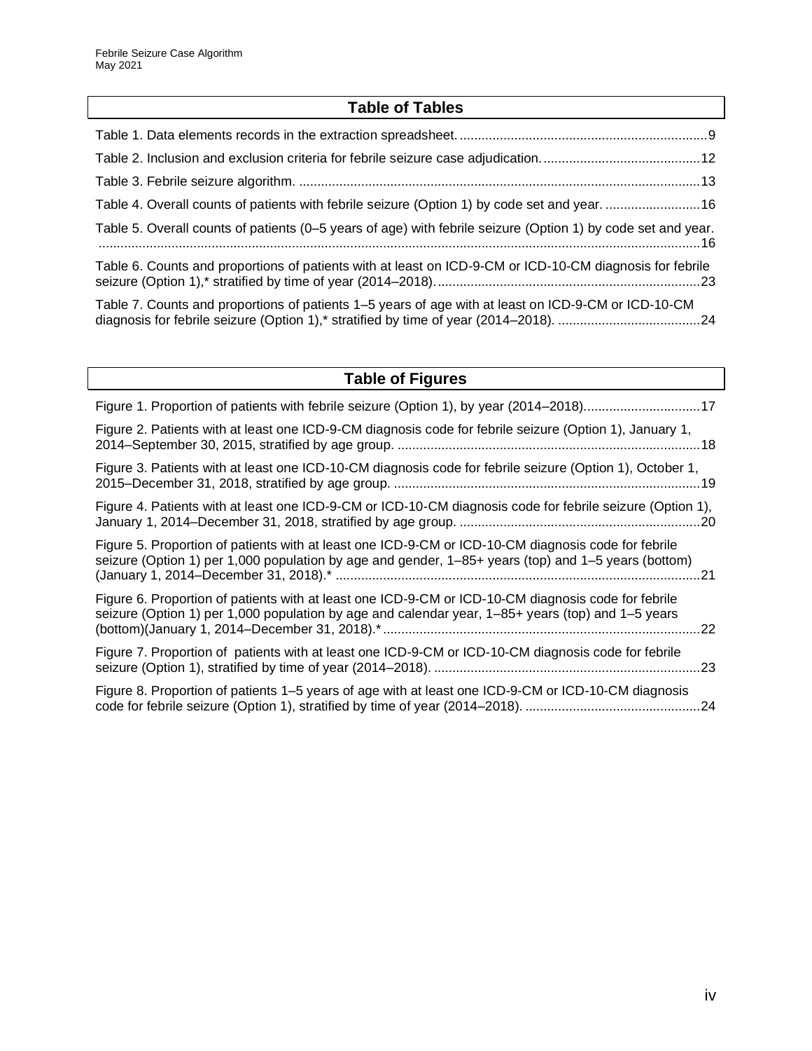## Table of Tables

Table 1. Data elements records in the extraction spreadsheet. ....................................................................9

Table 2. Inclusion and exclusion criteria for febrile seizure case adjudication. ...........................................12

Table 3. Febrile seizure algorithm. ..............................................................................................................13

Table 4. Overall counts of patients with febrile seizure (Option 1) by code set and year. ..........................16

Table 5. Overall counts of patients (0–5 years of age) with febrile seizure (Option 1) by code set and year. ...................................................................................................................................................16

Table 6. Counts and proportions of patients with at least on ICD-9-CM or ICD-10-CM diagnosis for febrile seizure (Option 1),* stratified by time of year (2014–2018). ........................................................................23

Table 7. Counts and proportions of patients 1–5 years of age with at least on ICD-9-CM or ICD-10-CM diagnosis for febrile seizure (Option 1),* stratified by time of year (2014–2018). .......................................24

## Table of Figures

Figure 1. Proportion of patients with febrile seizure (Option 1), by year (2014–2018)................................17

Figure 2. Patients with at least one ICD-9-CM diagnosis code for febrile seizure (Option 1), January 1, 2014–September 30, 2015, stratified by age group. ...................................................................................18

Figure 3. Patients with at least one ICD-10-CM diagnosis code for febrile seizure (Option 1), October 1, 2015–December 31, 2018, stratified by age group. ....................................................................................19

Figure 4. Patients with at least one ICD-9-CM or ICD-10-CM diagnosis code for febrile seizure (Option 1), January 1, 2014–December 31, 2018, stratified by age group. ..................................................................20

Figure 5. Proportion of patients with at least one ICD-9-CM or ICD-10-CM diagnosis code for febrile seizure (Option 1) per 1,000 population by age and gender, 1–85+ years (top) and 1–5 years (bottom) (January 1, 2014–December 31, 2018).* ....................................................................................................21

Figure 6. Proportion of patients with at least one ICD-9-CM or ICD-10-CM diagnosis code for febrile seizure (Option 1) per 1,000 population by age and calendar year, 1–85+ years (top) and 1–5 years (bottom)(January 1, 2014–December 31, 2018).* ......................................................................................22

Figure 7. Proportion of patients with at least one ICD-9-CM or ICD-10-CM diagnosis code for febrile seizure (Option 1), stratified by time of year (2014–2018). .........................................................................23

Figure 8. Proportion of patients 1–5 years of age with at least one ICD-9-CM or ICD-10-CM diagnosis code for febrile seizure (Option 1), stratified by time of year (2014–2018). ................................................24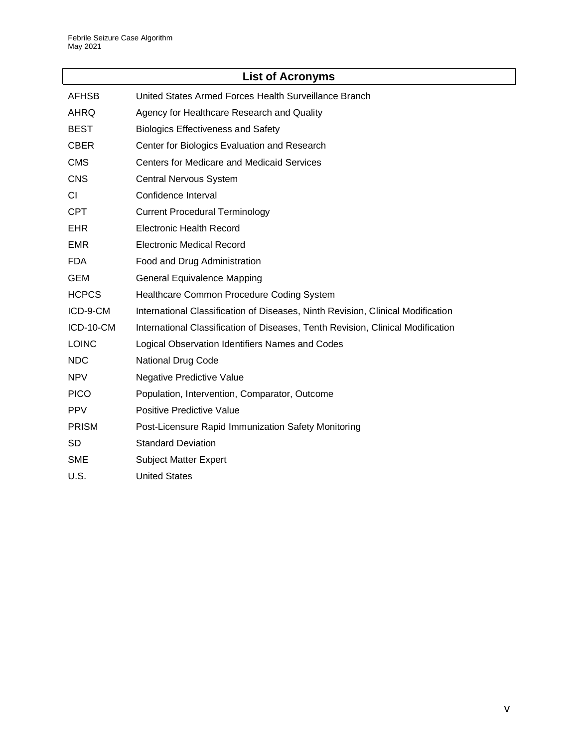## List of Acronyms

| | |
|---|---|
| AFHSB | United States Armed Forces Health Surveillance Branch |
| AHRQ | Agency for Healthcare Research and Quality |
| BEST | Biologics Effectiveness and Safety |
| CBER | Center for Biologics Evaluation and Research |
| CMS | Centers for Medicare and Medicaid Services |
| CNS | Central Nervous System |
| CI | Confidence Interval |
| CPT | Current Procedural Terminology |
| EHR | Electronic Health Record |
| EMR | Electronic Medical Record |
| FDA | Food and Drug Administration |
| GEM | General Equivalence Mapping |
| HCPCS | Healthcare Common Procedure Coding System |
| ICD-9-CM | International Classification of Diseases, Ninth Revision, Clinical Modification |
| ICD-10-CM | International Classification of Diseases, Tenth Revision, Clinical Modification |
| LOINC | Logical Observation Identifiers Names and Codes |
| NDC | National Drug Code |
| NPV | Negative Predictive Value |
| PICO | Population, Intervention, Comparator, Outcome |
| PPV | Positive Predictive Value |
| PRISM | Post-Licensure Rapid Immunization Safety Monitoring |
| SD | Standard Deviation |
| SME | Subject Matter Expert |
| U.S. | United States |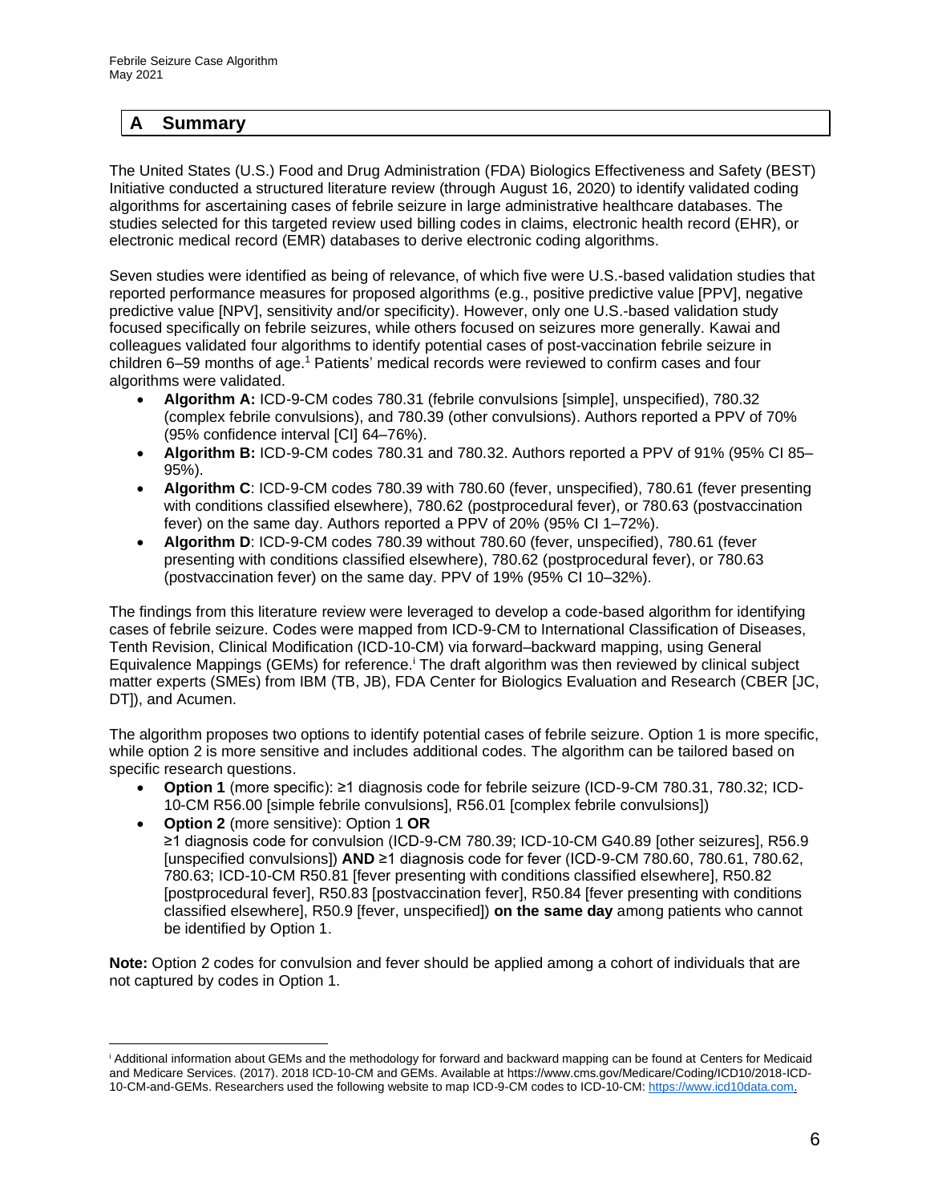## A Summary

The United States (U.S.) Food and Drug Administration (FDA) Biologics Effectiveness and Safety (BEST) Initiative conducted a structured literature review (through August 16, 2020) to identify validated coding algorithms for ascertaining cases of febrile seizure in large administrative healthcare databases. The studies selected for this targeted review used billing codes in claims, electronic health record (EHR), or electronic medical record (EMR) databases to derive electronic coding algorithms.

Seven studies were identified as being of relevance, of which five were U.S.-based validation studies that reported performance measures for proposed algorithms (e.g., positive predictive value [PPV], negative predictive value [NPV], sensitivity and/or specificity). However, only one U.S.-based validation study focused specifically on febrile seizures, while others focused on seizures more generally. Kawai and colleagues validated four algorithms to identify potential cases of post-vaccination febrile seizure in children 6–59 months of age.[1] Patients' medical records were reviewed to confirm cases and four algorithms were validated.

- **Algorithm A:** ICD-9-CM codes 780.31 (febrile convulsions [simple], unspecified), 780.32 (complex febrile convulsions), and 780.39 (other convulsions). Authors reported a PPV of 70% (95% confidence interval [CI] 64–76%).
- **Algorithm B:** ICD-9-CM codes 780.31 and 780.32. Authors reported a PPV of 91% (95% CI 85–95%).
- **Algorithm C**: ICD-9-CM codes 780.39 with 780.60 (fever, unspecified), 780.61 (fever presenting with conditions classified elsewhere), 780.62 (postprocedural fever), or 780.63 (postvaccination fever) on the same day. Authors reported a PPV of 20% (95% CI 1–72%).
- **Algorithm D**: ICD-9-CM codes 780.39 without 780.60 (fever, unspecified), 780.61 (fever presenting with conditions classified elsewhere), 780.62 (postprocedural fever), or 780.63 (postvaccination fever) on the same day. PPV of 19% (95% CI 10–32%).

The findings from this literature review were leveraged to develop a code-based algorithm for identifying cases of febrile seizure. Codes were mapped from ICD-9-CM to International Classification of Diseases, Tenth Revision, Clinical Modification (ICD-10-CM) via forward–backward mapping, using General Equivalence Mappings (GEMs) for reference.[i] The draft algorithm was then reviewed by clinical subject matter experts (SMEs) from IBM (TB, JB), FDA Center for Biologics Evaluation and Research (CBER [JC, DT]), and Acumen.

The algorithm proposes two options to identify potential cases of febrile seizure. Option 1 is more specific, while option 2 is more sensitive and includes additional codes. The algorithm can be tailored based on specific research questions.

- **Option 1** (more specific): ≥1 diagnosis code for febrile seizure (ICD-9-CM 780.31, 780.32; ICD-10-CM R56.00 [simple febrile convulsions], R56.01 [complex febrile convulsions])
- **Option 2** (more sensitive): Option 1 **OR**
  ≥1 diagnosis code for convulsion (ICD-9-CM 780.39; ICD-10-CM G40.89 [other seizures], R56.9 [unspecified convulsions]) **AND** ≥1 diagnosis code for fever (ICD-9-CM 780.60, 780.61, 780.62, 780.63; ICD-10-CM R50.81 [fever presenting with conditions classified elsewhere], R50.82 [postprocedural fever], R50.83 [postvaccination fever], R50.84 [fever presenting with conditions classified elsewhere], R50.9 [fever, unspecified]) **on the same day** among patients who cannot be identified by Option 1.

**Note:** Option 2 codes for convulsion and fever should be applied among a cohort of individuals that are not captured by codes in Option 1.

---

[i] Additional information about GEMs and the methodology for forward and backward mapping can be found at Centers for Medicaid and Medicare Services. (2017). 2018 ICD-10-CM and GEMs. Available at https://www.cms.gov/Medicare/Coding/ICD10/2018-ICD-10-CM-and-GEMs. Researchers used the following website to map ICD-9-CM codes to ICD-10-CM: https://www.icd10data.com.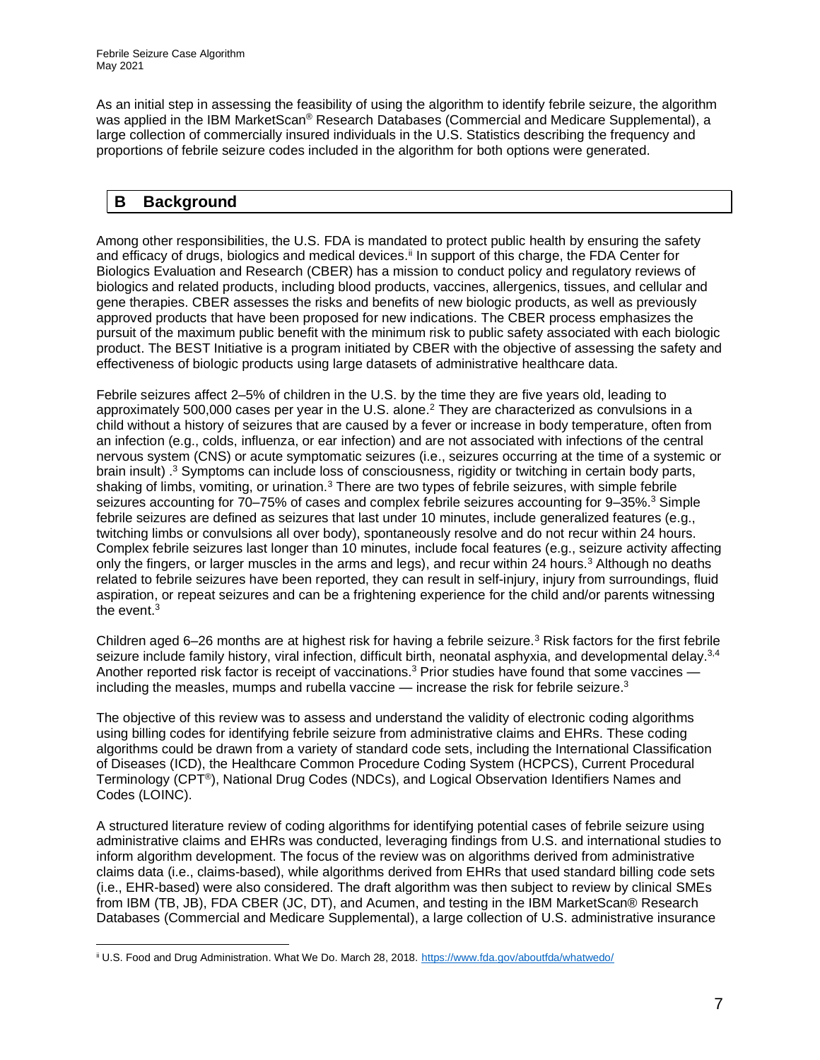As an initial step in assessing the feasibility of using the algorithm to identify febrile seizure, the algorithm was applied in the IBM MarketScan® Research Databases (Commercial and Medicare Supplemental), a large collection of commercially insured individuals in the U.S. Statistics describing the frequency and proportions of febrile seizure codes included in the algorithm for both options were generated.

## B Background

Among other responsibilities, the U.S. FDA is mandated to protect public health by ensuring the safety and efficacy of drugs, biologics and medical devices.[ii] In support of this charge, the FDA Center for Biologics Evaluation and Research (CBER) has a mission to conduct policy and regulatory reviews of biologics and related products, including blood products, vaccines, allergenics, tissues, and cellular and gene therapies. CBER assesses the risks and benefits of new biologic products, as well as previously approved products that have been proposed for new indications. The CBER process emphasizes the pursuit of the maximum public benefit with the minimum risk to public safety associated with each biologic product. The BEST Initiative is a program initiated by CBER with the objective of assessing the safety and effectiveness of biologic products using large datasets of administrative healthcare data.

Febrile seizures affect 2–5% of children in the U.S. by the time they are five years old, leading to approximately 500,000 cases per year in the U.S. alone.[2] They are characterized as convulsions in a child without a history of seizures that are caused by a fever or increase in body temperature, often from an infection (e.g., colds, influenza, or ear infection) and are not associated with infections of the central nervous system (CNS) or acute symptomatic seizures (i.e., seizures occurring at the time of a systemic or brain insult) .[3] Symptoms can include loss of consciousness, rigidity or twitching in certain body parts, shaking of limbs, vomiting, or urination.[3] There are two types of febrile seizures, with simple febrile seizures accounting for 70–75% of cases and complex febrile seizures accounting for 9–35%.[3] Simple febrile seizures are defined as seizures that last under 10 minutes, include generalized features (e.g., twitching limbs or convulsions all over body), spontaneously resolve and do not recur within 24 hours. Complex febrile seizures last longer than 10 minutes, include focal features (e.g., seizure activity affecting only the fingers, or larger muscles in the arms and legs), and recur within 24 hours.[3] Although no deaths related to febrile seizures have been reported, they can result in self-injury, injury from surroundings, fluid aspiration, or repeat seizures and can be a frightening experience for the child and/or parents witnessing the event.[3]

Children aged 6–26 months are at highest risk for having a febrile seizure.[3] Risk factors for the first febrile seizure include family history, viral infection, difficult birth, neonatal asphyxia, and developmental delay.[3,4] Another reported risk factor is receipt of vaccinations.[3] Prior studies have found that some vaccines — including the measles, mumps and rubella vaccine — increase the risk for febrile seizure.[3]

The objective of this review was to assess and understand the validity of electronic coding algorithms using billing codes for identifying febrile seizure from administrative claims and EHRs. These coding algorithms could be drawn from a variety of standard code sets, including the International Classification of Diseases (ICD), the Healthcare Common Procedure Coding System (HCPCS), Current Procedural Terminology (CPT®), National Drug Codes (NDCs), and Logical Observation Identifiers Names and Codes (LOINC).

A structured literature review of coding algorithms for identifying potential cases of febrile seizure using administrative claims and EHRs was conducted, leveraging findings from U.S. and international studies to inform algorithm development. The focus of the review was on algorithms derived from administrative claims data (i.e., claims-based), while algorithms derived from EHRs that used standard billing code sets (i.e., EHR-based) were also considered. The draft algorithm was then subject to review by clinical SMEs from IBM (TB, JB), FDA CBER (JC, DT), and Acumen, and testing in the IBM MarketScan® Research Databases (Commercial and Medicare Supplemental), a large collection of U.S. administrative insurance

[ii] U.S. Food and Drug Administration. What We Do. March 28, 2018. https://www.fda.gov/aboutfda/whatwedo/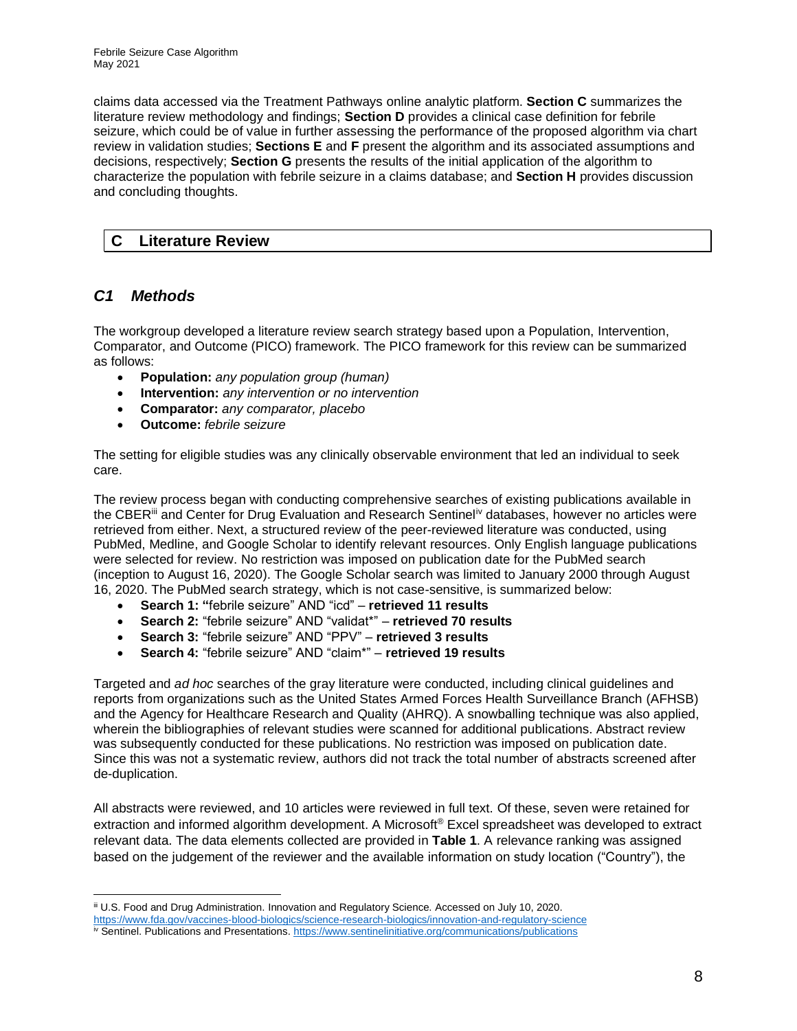claims data accessed via the Treatment Pathways online analytic platform. **Section C** summarizes the literature review methodology and findings; **Section D** provides a clinical case definition for febrile seizure, which could be of value in further assessing the performance of the proposed algorithm via chart review in validation studies; **Sections E** and **F** present the algorithm and its associated assumptions and decisions, respectively; **Section G** presents the results of the initial application of the algorithm to characterize the population with febrile seizure in a claims database; and **Section H** provides discussion and concluding thoughts.

## C Literature Review

### *C1 Methods*

The workgroup developed a literature review search strategy based upon a Population, Intervention, Comparator, and Outcome (PICO) framework. The PICO framework for this review can be summarized as follows:

- **Population:** *any population group (human)*
- **Intervention:** *any intervention or no intervention*
- **Comparator:** *any comparator, placebo*
- **Outcome:** *febrile seizure*

The setting for eligible studies was any clinically observable environment that led an individual to seek care.

The review process began with conducting comprehensive searches of existing publications available in the CBER[iii] and Center for Drug Evaluation and Research Sentinel[iv] databases, however no articles were retrieved from either. Next, a structured review of the peer-reviewed literature was conducted, using PubMed, Medline, and Google Scholar to identify relevant resources. Only English language publications were selected for review. No restriction was imposed on publication date for the PubMed search (inception to August 16, 2020). The Google Scholar search was limited to January 2000 through August 16, 2020. The PubMed search strategy, which is not case-sensitive, is summarized below:

- **Search 1: "**febrile seizure" AND "icd" – **retrieved 11 results**
- **Search 2:** "febrile seizure" AND "validat*" – **retrieved 70 results**
- **Search 3:** "febrile seizure" AND "PPV" – **retrieved 3 results**
- **Search 4:** "febrile seizure" AND "claim*" – **retrieved 19 results**

Targeted and *ad hoc* searches of the gray literature were conducted, including clinical guidelines and reports from organizations such as the United States Armed Forces Health Surveillance Branch (AFHSB) and the Agency for Healthcare Research and Quality (AHRQ). A snowballing technique was also applied, wherein the bibliographies of relevant studies were scanned for additional publications. Abstract review was subsequently conducted for these publications. No restriction was imposed on publication date. Since this was not a systematic review, authors did not track the total number of abstracts screened after de-duplication.

All abstracts were reviewed, and 10 articles were reviewed in full text. Of these, seven were retained for extraction and informed algorithm development. A Microsoft® Excel spreadsheet was developed to extract relevant data. The data elements collected are provided in **Table 1**. A relevance ranking was assigned based on the judgement of the reviewer and the available information on study location ("Country"), the

---

[iii] U.S. Food and Drug Administration. Innovation and Regulatory Science. Accessed on July 10, 2020. https://www.fda.gov/vaccines-blood-biologics/science-research-biologics/innovation-and-regulatory-science

[iv] Sentinel. Publications and Presentations. https://www.sentinelinitiative.org/communications/publications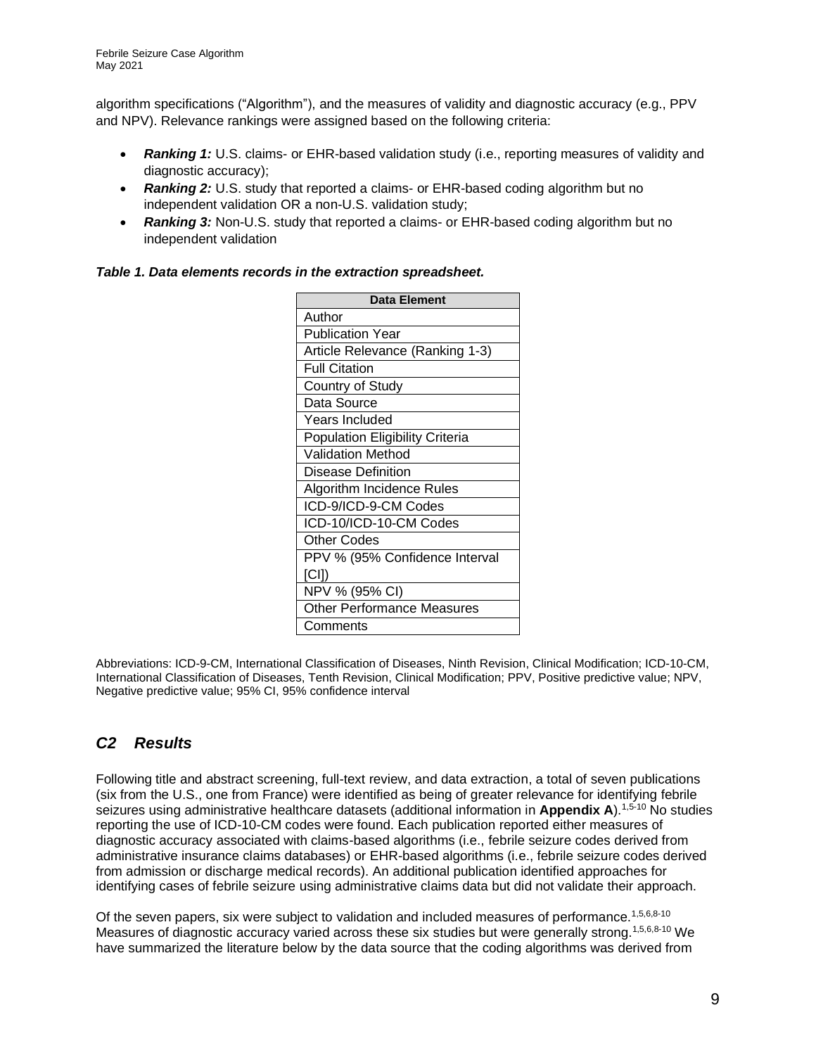algorithm specifications ("Algorithm"), and the measures of validity and diagnostic accuracy (e.g., PPV and NPV). Relevance rankings were assigned based on the following criteria:

- ***Ranking 1:*** U.S. claims- or EHR-based validation study (i.e., reporting measures of validity and diagnostic accuracy);
- ***Ranking 2:*** U.S. study that reported a claims- or EHR-based coding algorithm but no independent validation OR a non-U.S. validation study;
- ***Ranking 3:*** Non-U.S. study that reported a claims- or EHR-based coding algorithm but no independent validation

***Table 1. Data elements records in the extraction spreadsheet.***

| Data Element |
|---|
| Author |
| Publication Year |
| Article Relevance (Ranking 1-3) |
| Full Citation |
| Country of Study |
| Data Source |
| Years Included |
| Population Eligibility Criteria |
| Validation Method |
| Disease Definition |
| Algorithm Incidence Rules |
| ICD-9/ICD-9-CM Codes |
| ICD-10/ICD-10-CM Codes |
| Other Codes |
| PPV % (95% Confidence Interval [CI]) |
| NPV % (95% CI) |
| Other Performance Measures |
| Comments |

Abbreviations: ICD-9-CM, International Classification of Diseases, Ninth Revision, Clinical Modification; ICD-10-CM, International Classification of Diseases, Tenth Revision, Clinical Modification; PPV, Positive predictive value; NPV, Negative predictive value; 95% CI, 95% confidence interval

## *C2 Results*

Following title and abstract screening, full-text review, and data extraction, a total of seven publications (six from the U.S., one from France) were identified as being of greater relevance for identifying febrile seizures using administrative healthcare datasets (additional information in **Appendix A**).[1,5-10] No studies reporting the use of ICD-10-CM codes were found. Each publication reported either measures of diagnostic accuracy associated with claims-based algorithms (i.e., febrile seizure codes derived from administrative insurance claims databases) or EHR-based algorithms (i.e., febrile seizure codes derived from admission or discharge medical records). An additional publication identified approaches for identifying cases of febrile seizure using administrative claims data but did not validate their approach.

Of the seven papers, six were subject to validation and included measures of performance.[1,5,6,8-10] Measures of diagnostic accuracy varied across these six studies but were generally strong.[1,5,6,8-10] We have summarized the literature below by the data source that the coding algorithms was derived from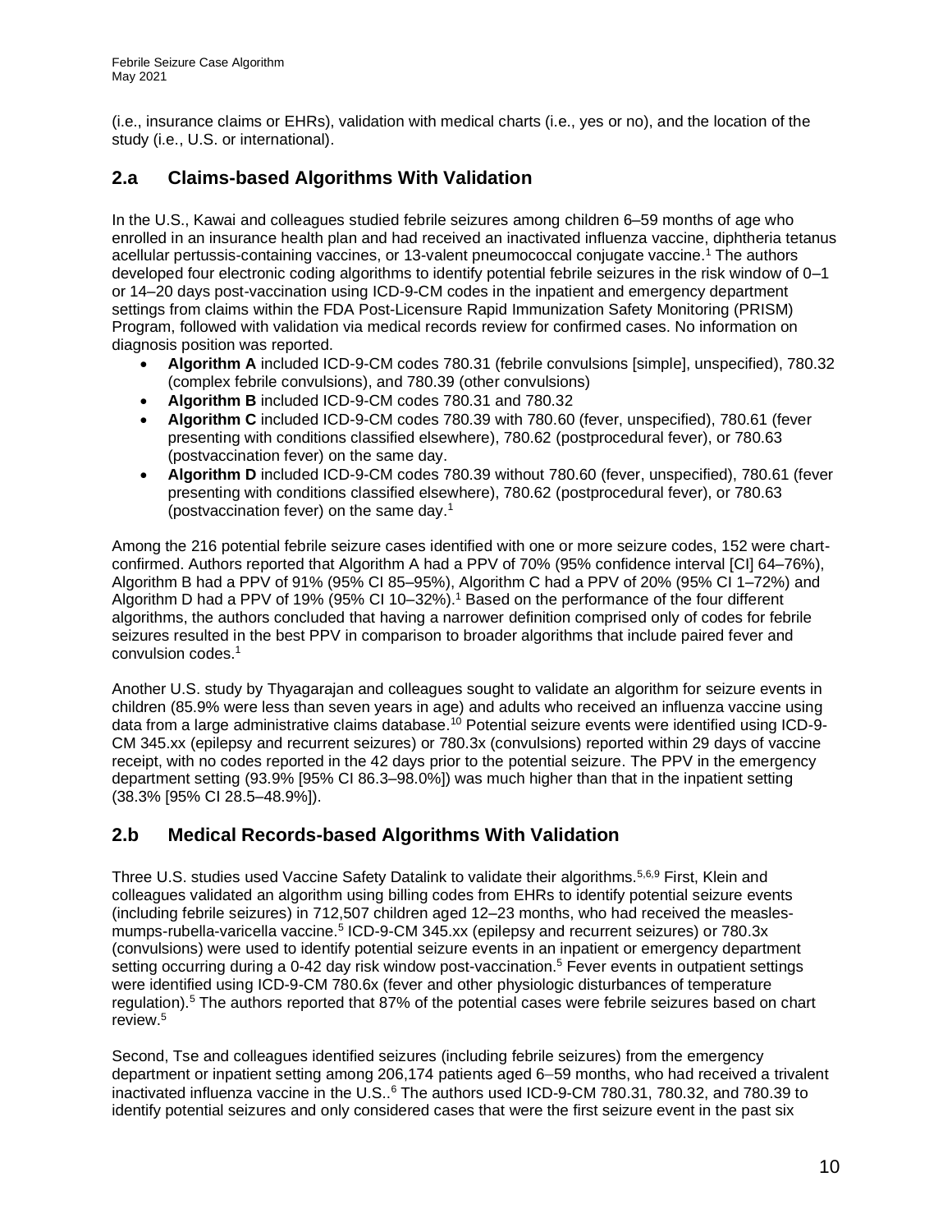(i.e., insurance claims or EHRs), validation with medical charts (i.e., yes or no), and the location of the study (i.e., U.S. or international).

## 2.a Claims-based Algorithms With Validation

In the U.S., Kawai and colleagues studied febrile seizures among children 6–59 months of age who enrolled in an insurance health plan and had received an inactivated influenza vaccine, diphtheria tetanus acellular pertussis-containing vaccines, or 13-valent pneumococcal conjugate vaccine.[1] The authors developed four electronic coding algorithms to identify potential febrile seizures in the risk window of 0–1 or 14–20 days post-vaccination using ICD-9-CM codes in the inpatient and emergency department settings from claims within the FDA Post-Licensure Rapid Immunization Safety Monitoring (PRISM) Program, followed with validation via medical records review for confirmed cases. No information on diagnosis position was reported.

- **Algorithm A** included ICD-9-CM codes 780.31 (febrile convulsions [simple], unspecified), 780.32 (complex febrile convulsions), and 780.39 (other convulsions)
- **Algorithm B** included ICD-9-CM codes 780.31 and 780.32
- **Algorithm C** included ICD-9-CM codes 780.39 with 780.60 (fever, unspecified), 780.61 (fever presenting with conditions classified elsewhere), 780.62 (postprocedural fever), or 780.63 (postvaccination fever) on the same day.
- **Algorithm D** included ICD-9-CM codes 780.39 without 780.60 (fever, unspecified), 780.61 (fever presenting with conditions classified elsewhere), 780.62 (postprocedural fever), or 780.63 (postvaccination fever) on the same day.[1]

Among the 216 potential febrile seizure cases identified with one or more seizure codes, 152 were chart-confirmed. Authors reported that Algorithm A had a PPV of 70% (95% confidence interval [CI] 64–76%), Algorithm B had a PPV of 91% (95% CI 85–95%), Algorithm C had a PPV of 20% (95% CI 1–72%) and Algorithm D had a PPV of 19% (95% CI 10–32%).[1] Based on the performance of the four different algorithms, the authors concluded that having a narrower definition comprised only of codes for febrile seizures resulted in the best PPV in comparison to broader algorithms that include paired fever and convulsion codes.[1]

Another U.S. study by Thyagarajan and colleagues sought to validate an algorithm for seizure events in children (85.9% were less than seven years in age) and adults who received an influenza vaccine using data from a large administrative claims database.[10] Potential seizure events were identified using ICD-9-CM 345.xx (epilepsy and recurrent seizures) or 780.3x (convulsions) reported within 29 days of vaccine receipt, with no codes reported in the 42 days prior to the potential seizure. The PPV in the emergency department setting (93.9% [95% CI 86.3–98.0%]) was much higher than that in the inpatient setting (38.3% [95% CI 28.5–48.9%]).

## 2.b Medical Records-based Algorithms With Validation

Three U.S. studies used Vaccine Safety Datalink to validate their algorithms.[5,6,9] First, Klein and colleagues validated an algorithm using billing codes from EHRs to identify potential seizure events (including febrile seizures) in 712,507 children aged 12–23 months, who had received the measles-mumps-rubella-varicella vaccine.[5] ICD-9-CM 345.xx (epilepsy and recurrent seizures) or 780.3x (convulsions) were used to identify potential seizure events in an inpatient or emergency department setting occurring during a 0-42 day risk window post-vaccination.[5] Fever events in outpatient settings were identified using ICD-9-CM 780.6x (fever and other physiologic disturbances of temperature regulation).[5] The authors reported that 87% of the potential cases were febrile seizures based on chart review.[5]

Second, Tse and colleagues identified seizures (including febrile seizures) from the emergency department or inpatient setting among 206,174 patients aged 6–59 months, who had received a trivalent inactivated influenza vaccine in the U.S..[6] The authors used ICD-9-CM 780.31, 780.32, and 780.39 to identify potential seizures and only considered cases that were the first seizure event in the past six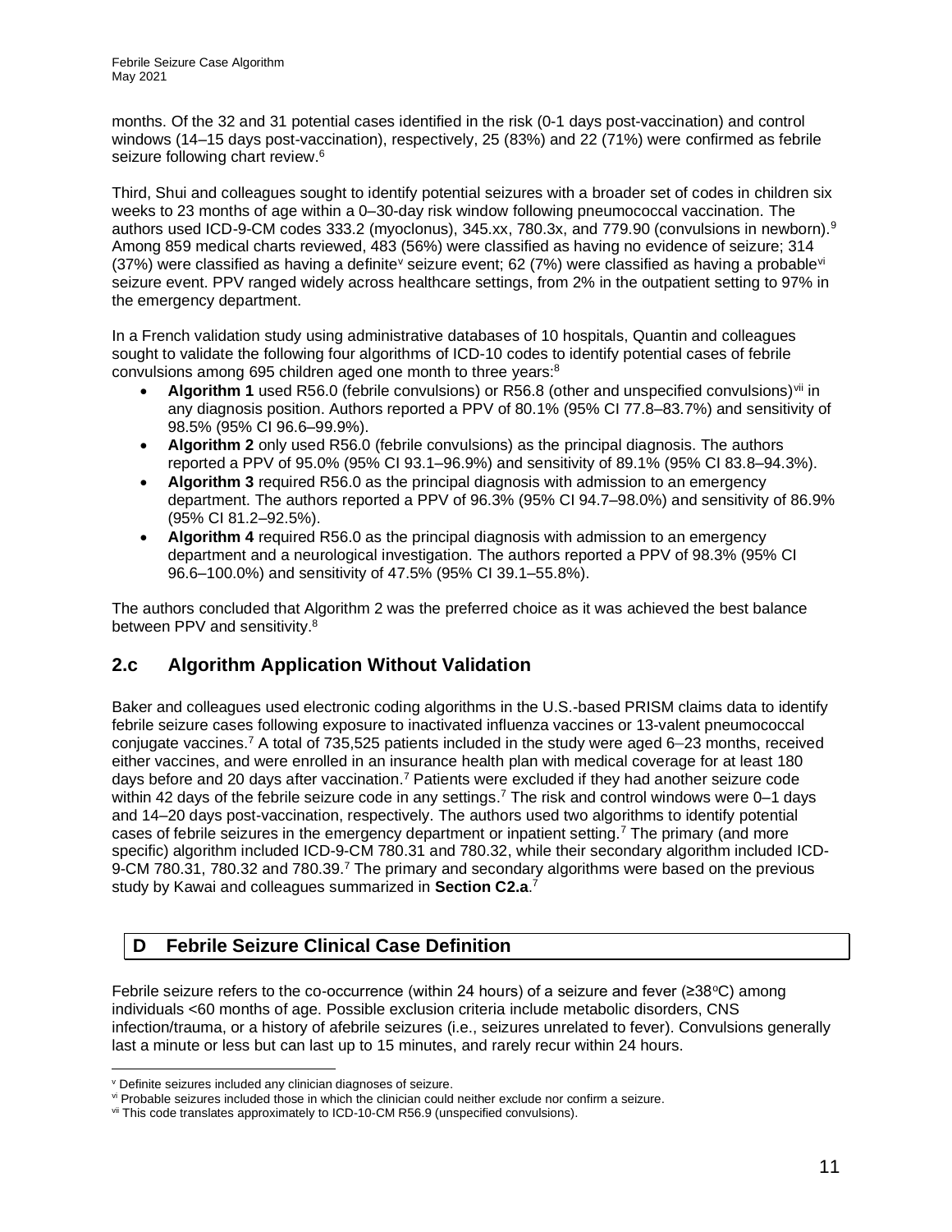months. Of the 32 and 31 potential cases identified in the risk (0-1 days post-vaccination) and control windows (14–15 days post-vaccination), respectively, 25 (83%) and 22 (71%) were confirmed as febrile seizure following chart review.[6]

Third, Shui and colleagues sought to identify potential seizures with a broader set of codes in children six weeks to 23 months of age within a 0–30-day risk window following pneumococcal vaccination. The authors used ICD-9-CM codes 333.2 (myoclonus), 345.xx, 780.3x, and 779.90 (convulsions in newborn).[9] Among 859 medical charts reviewed, 483 (56%) were classified as having no evidence of seizure; 314 (37%) were classified as having a definite[v] seizure event; 62 (7%) were classified as having a probable[vi] seizure event. PPV ranged widely across healthcare settings, from 2% in the outpatient setting to 97% in the emergency department.

In a French validation study using administrative databases of 10 hospitals, Quantin and colleagues sought to validate the following four algorithms of ICD-10 codes to identify potential cases of febrile convulsions among 695 children aged one month to three years:[8]

- **Algorithm 1** used R56.0 (febrile convulsions) or R56.8 (other and unspecified convulsions)[vii] in any diagnosis position. Authors reported a PPV of 80.1% (95% CI 77.8–83.7%) and sensitivity of 98.5% (95% CI 96.6–99.9%).
- **Algorithm 2** only used R56.0 (febrile convulsions) as the principal diagnosis. The authors reported a PPV of 95.0% (95% CI 93.1–96.9%) and sensitivity of 89.1% (95% CI 83.8–94.3%).
- **Algorithm 3** required R56.0 as the principal diagnosis with admission to an emergency department. The authors reported a PPV of 96.3% (95% CI 94.7–98.0%) and sensitivity of 86.9% (95% CI 81.2–92.5%).
- **Algorithm 4** required R56.0 as the principal diagnosis with admission to an emergency department and a neurological investigation. The authors reported a PPV of 98.3% (95% CI 96.6–100.0%) and sensitivity of 47.5% (95% CI 39.1–55.8%).

The authors concluded that Algorithm 2 was the preferred choice as it was achieved the best balance between PPV and sensitivity.[8]

## 2.c Algorithm Application Without Validation

Baker and colleagues used electronic coding algorithms in the U.S.-based PRISM claims data to identify febrile seizure cases following exposure to inactivated influenza vaccines or 13-valent pneumococcal conjugate vaccines.[7] A total of 735,525 patients included in the study were aged 6–23 months, received either vaccines, and were enrolled in an insurance health plan with medical coverage for at least 180 days before and 20 days after vaccination.[7] Patients were excluded if they had another seizure code within 42 days of the febrile seizure code in any settings.[7] The risk and control windows were 0–1 days and 14–20 days post-vaccination, respectively. The authors used two algorithms to identify potential cases of febrile seizures in the emergency department or inpatient setting.[7] The primary (and more specific) algorithm included ICD-9-CM 780.31 and 780.32, while their secondary algorithm included ICD-9-CM 780.31, 780.32 and 780.39.[7] The primary and secondary algorithms were based on the previous study by Kawai and colleagues summarized in **Section C2.a**.[7]

# D Febrile Seizure Clinical Case Definition

Febrile seizure refers to the co-occurrence (within 24 hours) of a seizure and fever (≥38°C) among individuals <60 months of age. Possible exclusion criteria include metabolic disorders, CNS infection/trauma, or a history of afebrile seizures (i.e., seizures unrelated to fever). Convulsions generally last a minute or less but can last up to 15 minutes, and rarely recur within 24 hours.

---

[v] Definite seizures included any clinician diagnoses of seizure.

[vi] Probable seizures included those in which the clinician could neither exclude nor confirm a seizure.

[vii] This code translates approximately to ICD-10-CM R56.9 (unspecified convulsions).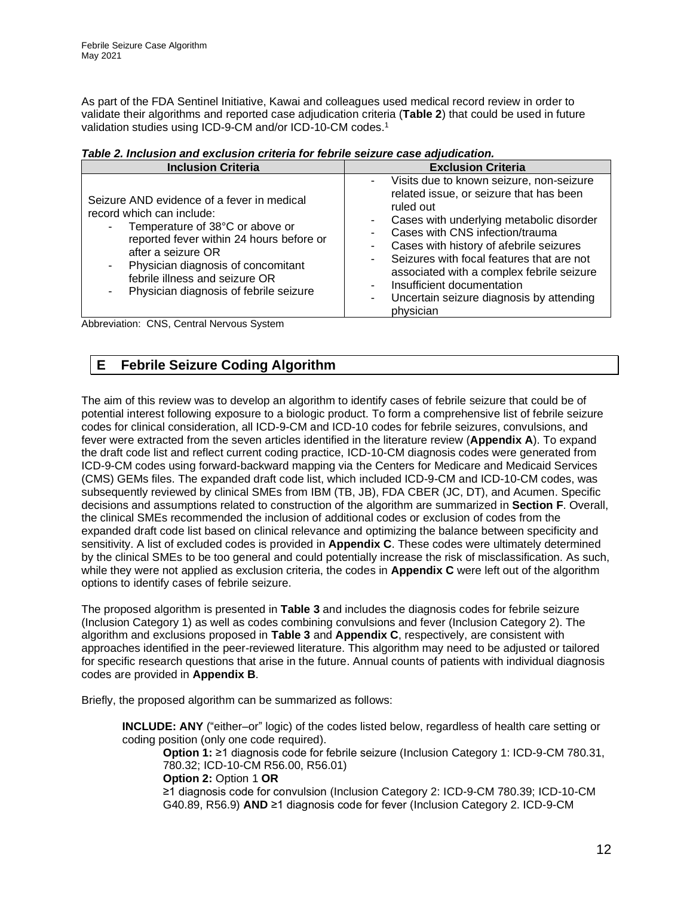As part of the FDA Sentinel Initiative, Kawai and colleagues used medical record review in order to validate their algorithms and reported case adjudication criteria (**Table 2**) that could be used in future validation studies using ICD-9-CM and/or ICD-10-CM codes.[1]

***Table 2. Inclusion and exclusion criteria for febrile seizure case adjudication.***

| Inclusion Criteria | Exclusion Criteria |
| --- | --- |
| Seizure AND evidence of a fever in medical record which can include:<br>- Temperature of 38°C or above or reported fever within 24 hours before or after a seizure OR<br>- Physician diagnosis of concomitant febrile illness and seizure OR<br>- Physician diagnosis of febrile seizure | - Visits due to known seizure, non-seizure related issue, or seizure that has been ruled out<br>- Cases with underlying metabolic disorder<br>- Cases with CNS infection/trauma<br>- Cases with history of afebrile seizures<br>- Seizures with focal features that are not associated with a complex febrile seizure<br>- Insufficient documentation<br>- Uncertain seizure diagnosis by attending physician |

Abbreviation: CNS, Central Nervous System

## E Febrile Seizure Coding Algorithm

The aim of this review was to develop an algorithm to identify cases of febrile seizure that could be of potential interest following exposure to a biologic product. To form a comprehensive list of febrile seizure codes for clinical consideration, all ICD-9-CM and ICD-10 codes for febrile seizures, convulsions, and fever were extracted from the seven articles identified in the literature review (**Appendix A**). To expand the draft code list and reflect current coding practice, ICD-10-CM diagnosis codes were generated from ICD-9-CM codes using forward-backward mapping via the Centers for Medicare and Medicaid Services (CMS) GEMs files. The expanded draft code list, which included ICD-9-CM and ICD-10-CM codes, was subsequently reviewed by clinical SMEs from IBM (TB, JB), FDA CBER (JC, DT), and Acumen. Specific decisions and assumptions related to construction of the algorithm are summarized in **Section F**. Overall, the clinical SMEs recommended the inclusion of additional codes or exclusion of codes from the expanded draft code list based on clinical relevance and optimizing the balance between specificity and sensitivity. A list of excluded codes is provided in **Appendix C**. These codes were ultimately determined by the clinical SMEs to be too general and could potentially increase the risk of misclassification. As such, while they were not applied as exclusion criteria, the codes in **Appendix C** were left out of the algorithm options to identify cases of febrile seizure.

The proposed algorithm is presented in **Table 3** and includes the diagnosis codes for febrile seizure (Inclusion Category 1) as well as codes combining convulsions and fever (Inclusion Category 2). The algorithm and exclusions proposed in **Table 3** and **Appendix C**, respectively, are consistent with approaches identified in the peer-reviewed literature. This algorithm may need to be adjusted or tailored for specific research questions that arise in the future. Annual counts of patients with individual diagnosis codes are provided in **Appendix B**.

Briefly, the proposed algorithm can be summarized as follows:

> **INCLUDE: ANY** ("either–or" logic) of the codes listed below, regardless of health care setting or coding position (only one code required).
>
> **Option 1:** ≥1 diagnosis code for febrile seizure (Inclusion Category 1: ICD-9-CM 780.31, 780.32; ICD-10-CM R56.00, R56.01)
>
> **Option 2:** Option 1 **OR**
> ≥1 diagnosis code for convulsion (Inclusion Category 2: ICD-9-CM 780.39; ICD-10-CM G40.89, R56.9) **AND** ≥1 diagnosis code for fever (Inclusion Category 2. ICD-9-CM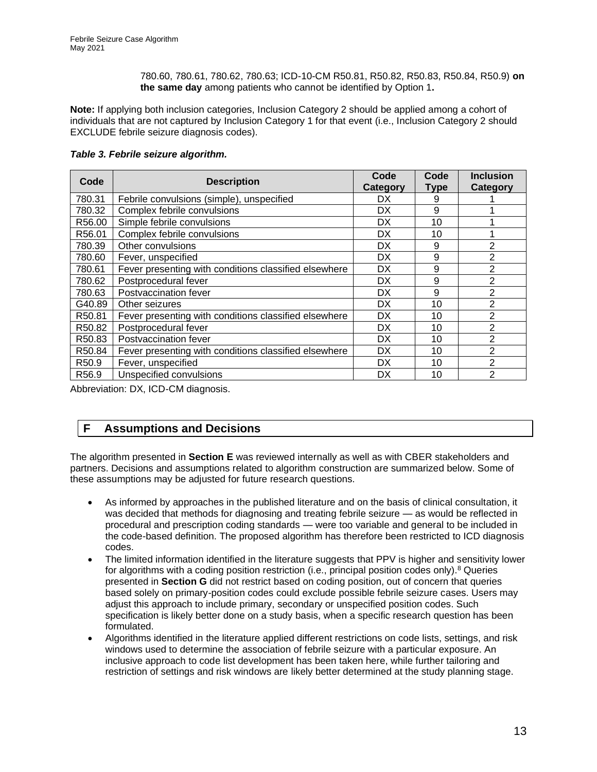780.60, 780.61, 780.62, 780.63; ICD-10-CM R50.81, R50.82, R50.83, R50.84, R50.9) **on the same day** among patients who cannot be identified by Option 1**.**

**Note:** If applying both inclusion categories, Inclusion Category 2 should be applied among a cohort of individuals that are not captured by Inclusion Category 1 for that event (i.e., Inclusion Category 2 should EXCLUDE febrile seizure diagnosis codes).

***Table 3. Febrile seizure algorithm.***

| Code | Description | Code Category | Code Type | Inclusion Category |
|---|---|---|---|---|
| 780.31 | Febrile convulsions (simple), unspecified | DX | 9 | 1 |
| 780.32 | Complex febrile convulsions | DX | 9 | 1 |
| R56.00 | Simple febrile convulsions | DX | 10 | 1 |
| R56.01 | Complex febrile convulsions | DX | 10 | 1 |
| 780.39 | Other convulsions | DX | 9 | 2 |
| 780.60 | Fever, unspecified | DX | 9 | 2 |
| 780.61 | Fever presenting with conditions classified elsewhere | DX | 9 | 2 |
| 780.62 | Postprocedural fever | DX | 9 | 2 |
| 780.63 | Postvaccination fever | DX | 9 | 2 |
| G40.89 | Other seizures | DX | 10 | 2 |
| R50.81 | Fever presenting with conditions classified elsewhere | DX | 10 | 2 |
| R50.82 | Postprocedural fever | DX | 10 | 2 |
| R50.83 | Postvaccination fever | DX | 10 | 2 |
| R50.84 | Fever presenting with conditions classified elsewhere | DX | 10 | 2 |
| R50.9 | Fever, unspecified | DX | 10 | 2 |
| R56.9 | Unspecified convulsions | DX | 10 | 2 |

Abbreviation: DX, ICD-CM diagnosis.

## F Assumptions and Decisions

The algorithm presented in **Section E** was reviewed internally as well as with CBER stakeholders and partners. Decisions and assumptions related to algorithm construction are summarized below. Some of these assumptions may be adjusted for future research questions.

- As informed by approaches in the published literature and on the basis of clinical consultation, it was decided that methods for diagnosing and treating febrile seizure — as would be reflected in procedural and prescription coding standards — were too variable and general to be included in the code-based definition. The proposed algorithm has therefore been restricted to ICD diagnosis codes.
- The limited information identified in the literature suggests that PPV is higher and sensitivity lower for algorithms with a coding position restriction (i.e., principal position codes only).[8] Queries presented in **Section G** did not restrict based on coding position, out of concern that queries based solely on primary-position codes could exclude possible febrile seizure cases. Users may adjust this approach to include primary, secondary or unspecified position codes. Such specification is likely better done on a study basis, when a specific research question has been formulated.
- Algorithms identified in the literature applied different restrictions on code lists, settings, and risk windows used to determine the association of febrile seizure with a particular exposure. An inclusive approach to code list development has been taken here, while further tailoring and restriction of settings and risk windows are likely better determined at the study planning stage.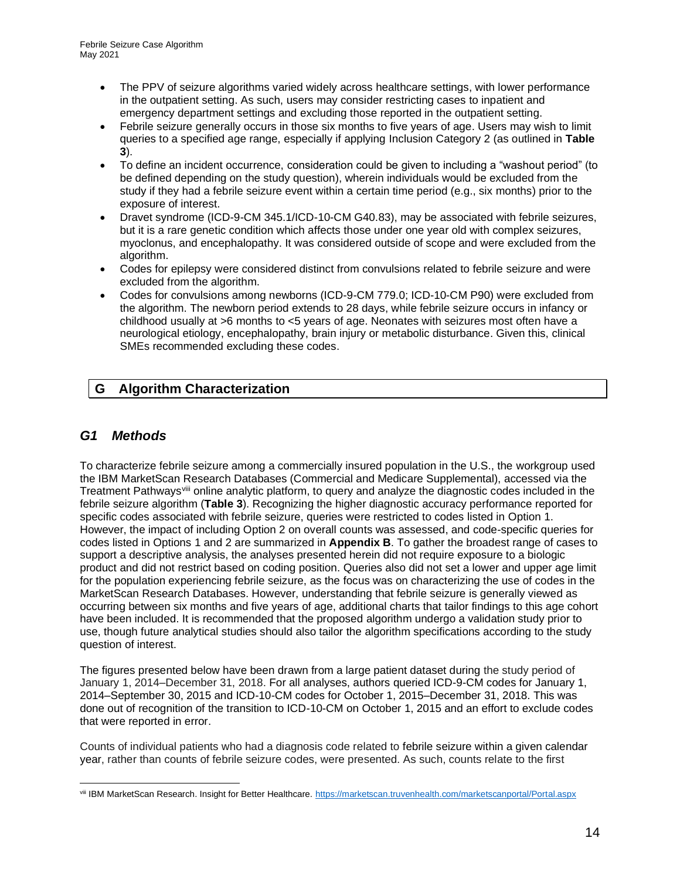- The PPV of seizure algorithms varied widely across healthcare settings, with lower performance in the outpatient setting. As such, users may consider restricting cases to inpatient and emergency department settings and excluding those reported in the outpatient setting.
- Febrile seizure generally occurs in those six months to five years of age. Users may wish to limit queries to a specified age range, especially if applying Inclusion Category 2 (as outlined in **Table 3**).
- To define an incident occurrence, consideration could be given to including a "washout period" (to be defined depending on the study question), wherein individuals would be excluded from the study if they had a febrile seizure event within a certain time period (e.g., six months) prior to the exposure of interest.
- Dravet syndrome (ICD-9-CM 345.1/ICD-10-CM G40.83), may be associated with febrile seizures, but it is a rare genetic condition which affects those under one year old with complex seizures, myoclonus, and encephalopathy. It was considered outside of scope and were excluded from the algorithm.
- Codes for epilepsy were considered distinct from convulsions related to febrile seizure and were excluded from the algorithm.
- Codes for convulsions among newborns (ICD-9-CM 779.0; ICD-10-CM P90) were excluded from the algorithm. The newborn period extends to 28 days, while febrile seizure occurs in infancy or childhood usually at >6 months to <5 years of age. Neonates with seizures most often have a neurological etiology, encephalopathy, brain injury or metabolic disturbance. Given this, clinical SMEs recommended excluding these codes.

## G Algorithm Characterization

### *G1 Methods*

To characterize febrile seizure among a commercially insured population in the U.S., the workgroup used the IBM MarketScan Research Databases (Commercial and Medicare Supplemental), accessed via the Treatment Pathways[viii] online analytic platform, to query and analyze the diagnostic codes included in the febrile seizure algorithm (**Table 3**). Recognizing the higher diagnostic accuracy performance reported for specific codes associated with febrile seizure, queries were restricted to codes listed in Option 1. However, the impact of including Option 2 on overall counts was assessed, and code-specific queries for codes listed in Options 1 and 2 are summarized in **Appendix B**. To gather the broadest range of cases to support a descriptive analysis, the analyses presented herein did not require exposure to a biologic product and did not restrict based on coding position. Queries also did not set a lower and upper age limit for the population experiencing febrile seizure, as the focus was on characterizing the use of codes in the MarketScan Research Databases. However, understanding that febrile seizure is generally viewed as occurring between six months and five years of age, additional charts that tailor findings to this age cohort have been included. It is recommended that the proposed algorithm undergo a validation study prior to use, though future analytical studies should also tailor the algorithm specifications according to the study question of interest.

The figures presented below have been drawn from a large patient dataset during the study period of January 1, 2014–December 31, 2018. For all analyses, authors queried ICD-9-CM codes for January 1, 2014–September 30, 2015 and ICD-10-CM codes for October 1, 2015–December 31, 2018. This was done out of recognition of the transition to ICD-10-CM on October 1, 2015 and an effort to exclude codes that were reported in error.

Counts of individual patients who had a diagnosis code related to febrile seizure within a given calendar year, rather than counts of febrile seizure codes, were presented. As such, counts relate to the first

[viii] IBM MarketScan Research. Insight for Better Healthcare. https://marketscan.truvenhealth.com/marketscanportal/Portal.aspx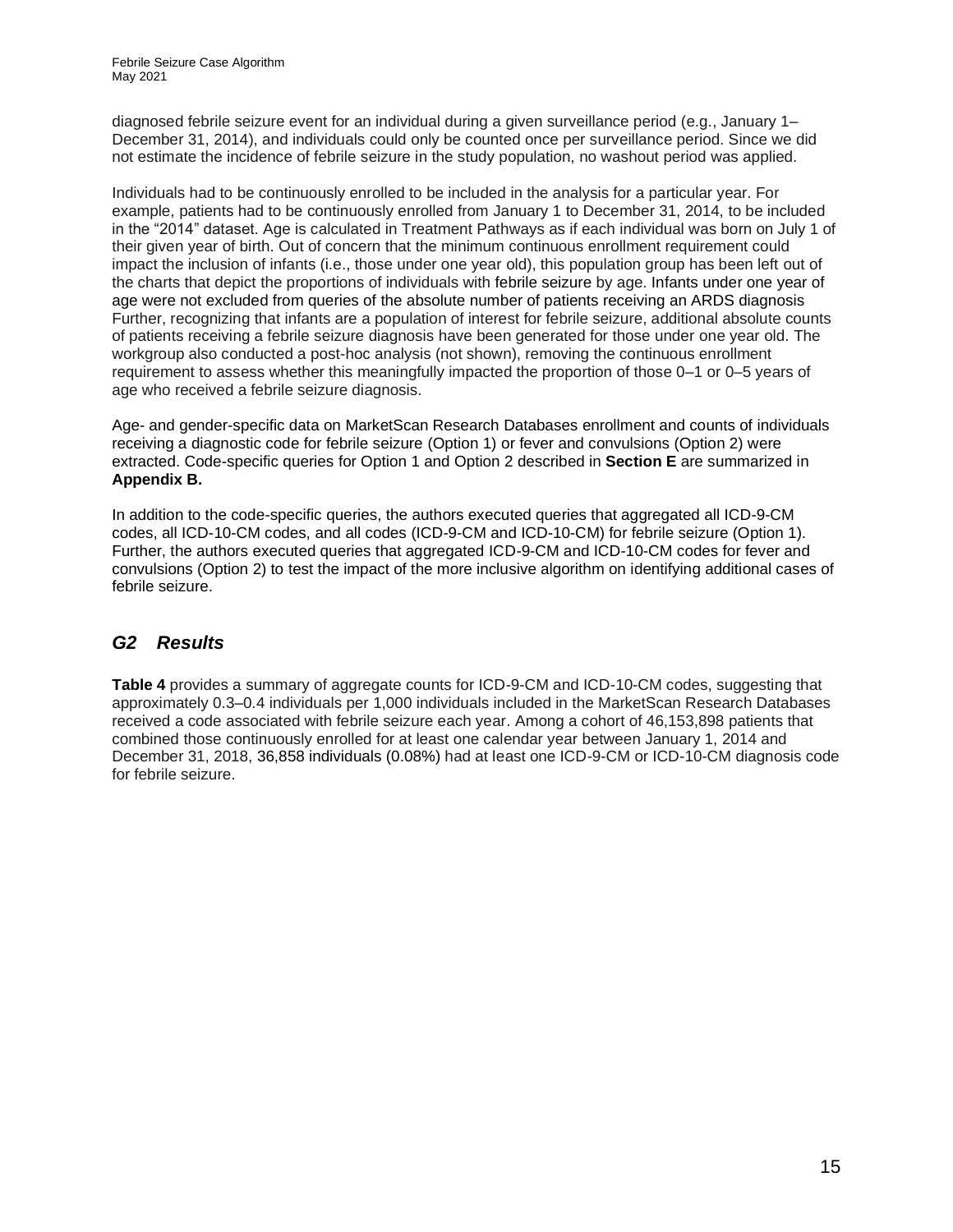diagnosed febrile seizure event for an individual during a given surveillance period (e.g., January 1–December 31, 2014), and individuals could only be counted once per surveillance period. Since we did not estimate the incidence of febrile seizure in the study population, no washout period was applied.

Individuals had to be continuously enrolled to be included in the analysis for a particular year. For example, patients had to be continuously enrolled from January 1 to December 31, 2014, to be included in the "2014" dataset. Age is calculated in Treatment Pathways as if each individual was born on July 1 of their given year of birth. Out of concern that the minimum continuous enrollment requirement could impact the inclusion of infants (i.e., those under one year old), this population group has been left out of the charts that depict the proportions of individuals with febrile seizure by age. Infants under one year of age were not excluded from queries of the absolute number of patients receiving an ARDS diagnosis Further, recognizing that infants are a population of interest for febrile seizure, additional absolute counts of patients receiving a febrile seizure diagnosis have been generated for those under one year old. The workgroup also conducted a post-hoc analysis (not shown), removing the continuous enrollment requirement to assess whether this meaningfully impacted the proportion of those 0–1 or 0–5 years of age who received a febrile seizure diagnosis.

Age- and gender-specific data on MarketScan Research Databases enrollment and counts of individuals receiving a diagnostic code for febrile seizure (Option 1) or fever and convulsions (Option 2) were extracted. Code-specific queries for Option 1 and Option 2 described in **Section E** are summarized in **Appendix B.**

In addition to the code-specific queries, the authors executed queries that aggregated all ICD-9-CM codes, all ICD-10-CM codes, and all codes (ICD-9-CM and ICD-10-CM) for febrile seizure (Option 1). Further, the authors executed queries that aggregated ICD-9-CM and ICD-10-CM codes for fever and convulsions (Option 2) to test the impact of the more inclusive algorithm on identifying additional cases of febrile seizure.

## *G2 Results*

**Table 4** provides a summary of aggregate counts for ICD-9-CM and ICD-10-CM codes, suggesting that approximately 0.3–0.4 individuals per 1,000 individuals included in the MarketScan Research Databases received a code associated with febrile seizure each year. Among a cohort of 46,153,898 patients that combined those continuously enrolled for at least one calendar year between January 1, 2014 and December 31, 2018, 36,858 individuals (0.08%) had at least one ICD-9-CM or ICD-10-CM diagnosis code for febrile seizure.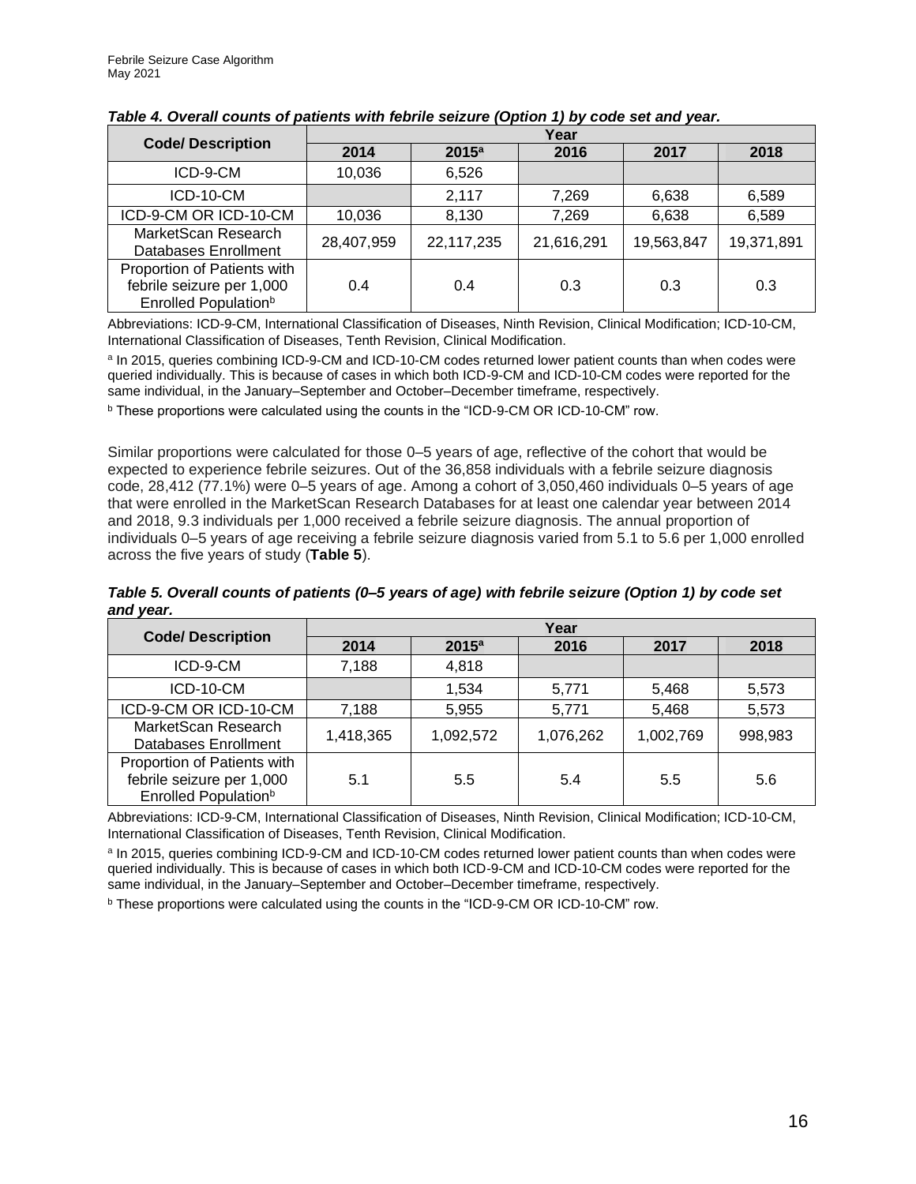***Table 4. Overall counts of patients with febrile seizure (Option 1) by code set and year.***

| Code/ Description | Year | | | | |
|---|---|---|---|---|---|
| | 2014 | 2015[a] | 2016 | 2017 | 2018 |
| ICD-9-CM | 10,036 | 6,526 | | | |
| ICD-10-CM | | 2,117 | 7,269 | 6,638 | 6,589 |
| ICD-9-CM OR ICD-10-CM | 10,036 | 8,130 | 7,269 | 6,638 | 6,589 |
| MarketScan Research Databases Enrollment | 28,407,959 | 22,117,235 | 21,616,291 | 19,563,847 | 19,371,891 |
| Proportion of Patients with febrile seizure per 1,000 Enrolled Population[b] | 0.4 | 0.4 | 0.3 | 0.3 | 0.3 |

Abbreviations: ICD-9-CM, International Classification of Diseases, Ninth Revision, Clinical Modification; ICD-10-CM, International Classification of Diseases, Tenth Revision, Clinical Modification.

[a] In 2015, queries combining ICD-9-CM and ICD-10-CM codes returned lower patient counts than when codes were queried individually. This is because of cases in which both ICD-9-CM and ICD-10-CM codes were reported for the same individual, in the January–September and October–December timeframe, respectively.

[b] These proportions were calculated using the counts in the "ICD-9-CM OR ICD-10-CM" row.

Similar proportions were calculated for those 0–5 years of age, reflective of the cohort that would be expected to experience febrile seizures. Out of the 36,858 individuals with a febrile seizure diagnosis code, 28,412 (77.1%) were 0–5 years of age. Among a cohort of 3,050,460 individuals 0–5 years of age that were enrolled in the MarketScan Research Databases for at least one calendar year between 2014 and 2018, 9.3 individuals per 1,000 received a febrile seizure diagnosis. The annual proportion of individuals 0–5 years of age receiving a febrile seizure diagnosis varied from 5.1 to 5.6 per 1,000 enrolled across the five years of study (**Table 5**).

***Table 5. Overall counts of patients (0–5 years of age) with febrile seizure (Option 1) by code set and year.***

| Code/ Description | Year | | | | |
|---|---|---|---|---|---|
| | 2014 | 2015[a] | 2016 | 2017 | 2018 |
| ICD-9-CM | 7,188 | 4,818 | | | |
| ICD-10-CM | | 1,534 | 5,771 | 5,468 | 5,573 |
| ICD-9-CM OR ICD-10-CM | 7,188 | 5,955 | 5,771 | 5,468 | 5,573 |
| MarketScan Research Databases Enrollment | 1,418,365 | 1,092,572 | 1,076,262 | 1,002,769 | 998,983 |
| Proportion of Patients with febrile seizure per 1,000 Enrolled Population[b] | 5.1 | 5.5 | 5.4 | 5.5 | 5.6 |

Abbreviations: ICD-9-CM, International Classification of Diseases, Ninth Revision, Clinical Modification; ICD-10-CM, International Classification of Diseases, Tenth Revision, Clinical Modification.

[a] In 2015, queries combining ICD-9-CM and ICD-10-CM codes returned lower patient counts than when codes were queried individually. This is because of cases in which both ICD-9-CM and ICD-10-CM codes were reported for the same individual, in the January–September and October–December timeframe, respectively.

[b] These proportions were calculated using the counts in the "ICD-9-CM OR ICD-10-CM" row.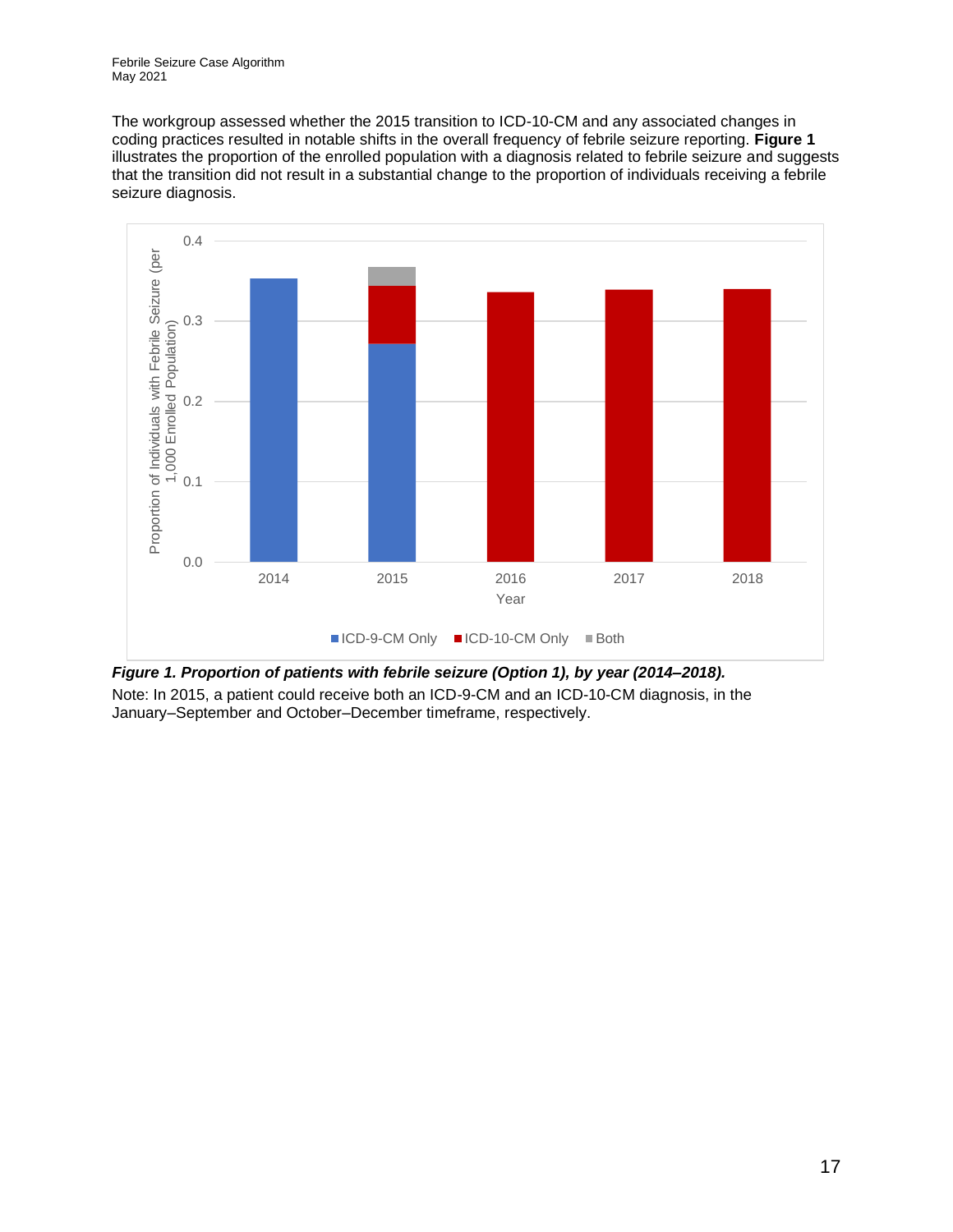The workgroup assessed whether the 2015 transition to ICD-10-CM and any associated changes in coding practices resulted in notable shifts in the overall frequency of febrile seizure reporting. **Figure 1** illustrates the proportion of the enrolled population with a diagnosis related to febrile seizure and suggests that the transition did not result in a substantial change to the proportion of individuals receiving a febrile seizure diagnosis.

***Figure 1. Proportion of patients with febrile seizure (Option 1), by year (2014–2018).***

Note: In 2015, a patient could receive both an ICD-9-CM and an ICD-10-CM diagnosis, in the January–September and October–December timeframe, respectively.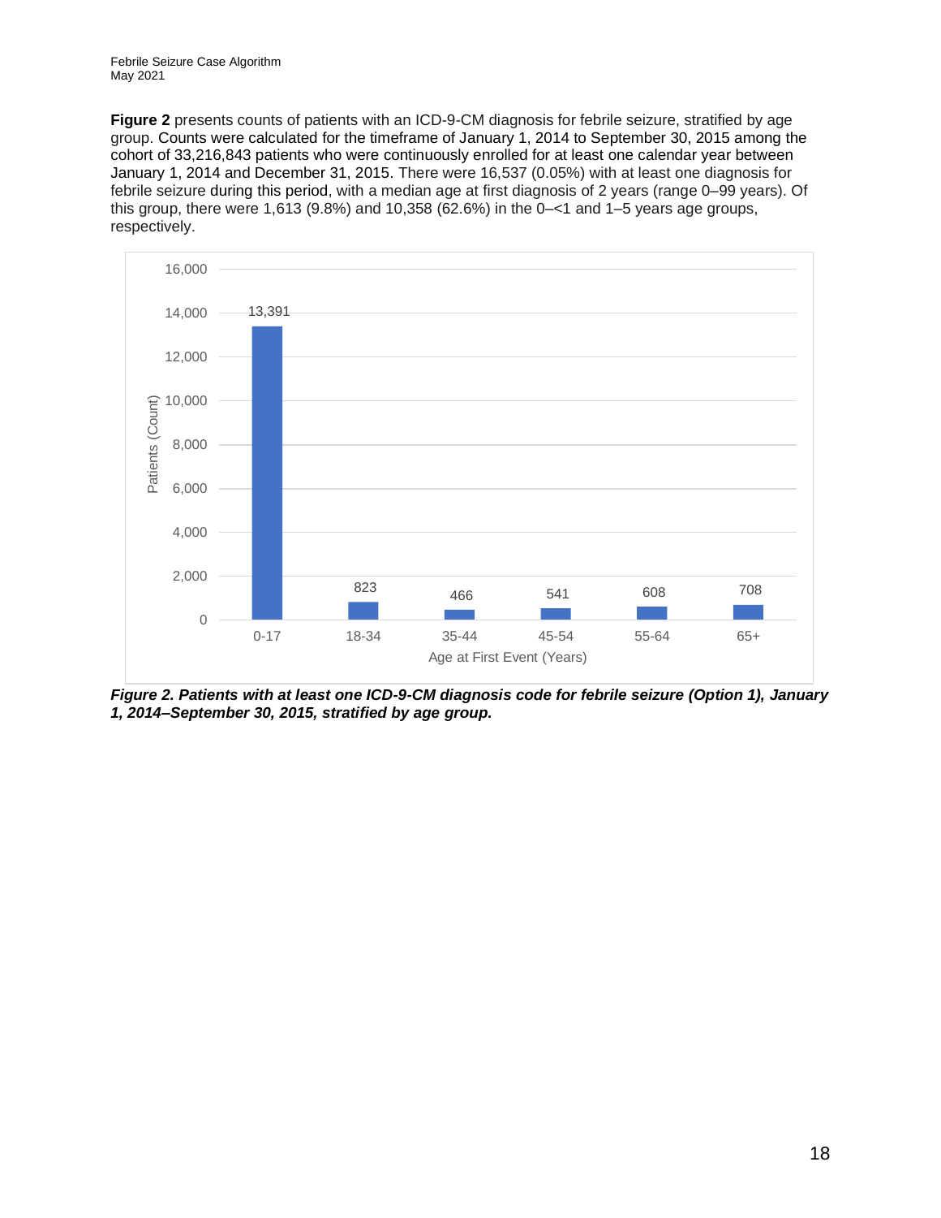**Figure 2** presents counts of patients with an ICD-9-CM diagnosis for febrile seizure, stratified by age group. Counts were calculated for the timeframe of January 1, 2014 to September 30, 2015 among the cohort of 33,216,843 patients who were continuously enrolled for at least one calendar year between January 1, 2014 and December 31, 2015. There were 16,537 (0.05%) with at least one diagnosis for febrile seizure during this period, with a median age at first diagnosis of 2 years (range 0–99 years). Of this group, there were 1,613 (9.8%) and 10,358 (62.6%) in the 0–<1 and 1–5 years age groups, respectively.

| Age at First Event (Years) | Patients (Count) |
|---|---|
| 0-17 | 13,391 |
| 18-34 | 823 |
| 35-44 | 466 |
| 45-54 | 541 |
| 55-64 | 608 |
| 65+ | 708 |

***Figure 2. Patients with at least one ICD-9-CM diagnosis code for febrile seizure (Option 1), January 1, 2014–September 30, 2015, stratified by age group.***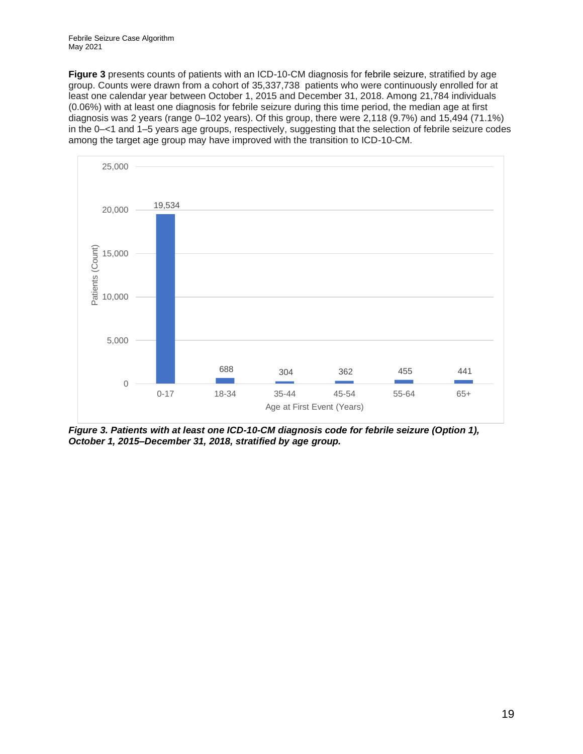**Figure 3** presents counts of patients with an ICD-10-CM diagnosis for febrile seizure, stratified by age group. Counts were drawn from a cohort of 35,337,738 patients who were continuously enrolled for at least one calendar year between October 1, 2015 and December 31, 2018. Among 21,784 individuals (0.06%) with at least one diagnosis for febrile seizure during this time period, the median age at first diagnosis was 2 years (range 0–102 years). Of this group, there were 2,118 (9.7%) and 15,494 (71.1%) in the 0–<1 and 1–5 years age groups, respectively, suggesting that the selection of febrile seizure codes among the target age group may have improved with the transition to ICD-10-CM.

| Age at First Event (Years) | Patients (Count) |
|---|---|
| 0-17 | 19,534 |
| 18-34 | 688 |
| 35-44 | 304 |
| 45-54 | 362 |
| 55-64 | 455 |
| 65+ | 441 |

***Figure 3. Patients with at least one ICD-10-CM diagnosis code for febrile seizure (Option 1), October 1, 2015–December 31, 2018, stratified by age group.***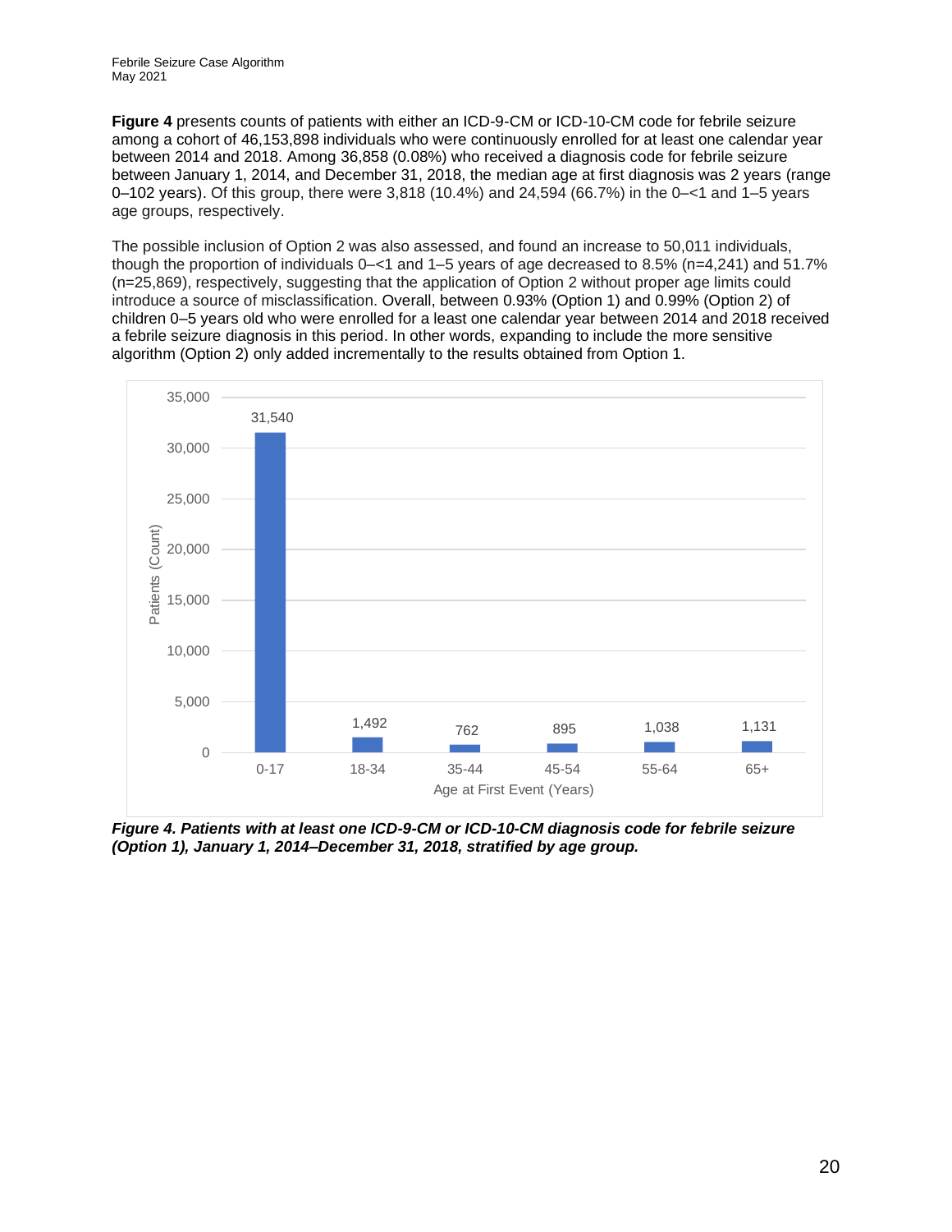**Figure 4** presents counts of patients with either an ICD-9-CM or ICD-10-CM code for febrile seizure among a cohort of 46,153,898 individuals who were continuously enrolled for at least one calendar year between 2014 and 2018. Among 36,858 (0.08%) who received a diagnosis code for febrile seizure between January 1, 2014, and December 31, 2018, the median age at first diagnosis was 2 years (range 0–102 years). Of this group, there were 3,818 (10.4%) and 24,594 (66.7%) in the 0–<1 and 1–5 years age groups, respectively.

The possible inclusion of Option 2 was also assessed, and found an increase to 50,011 individuals, though the proportion of individuals 0–<1 and 1–5 years of age decreased to 8.5% (n=4,241) and 51.7% (n=25,869), respectively, suggesting that the application of Option 2 without proper age limits could introduce a source of misclassification. Overall, between 0.93% (Option 1) and 0.99% (Option 2) of children 0–5 years old who were enrolled for a least one calendar year between 2014 and 2018 received a febrile seizure diagnosis in this period. In other words, expanding to include the more sensitive algorithm (Option 2) only added incrementally to the results obtained from Option 1.

| Age at First Event (Years) | Patients (Count) |
|---|---|
| 0-17 | 31,540 |
| 18-34 | 1,492 |
| 35-44 | 762 |
| 45-54 | 895 |
| 55-64 | 1,038 |
| 65+ | 1,131 |

***Figure 4. Patients with at least one ICD-9-CM or ICD-10-CM diagnosis code for febrile seizure (Option 1), January 1, 2014–December 31, 2018, stratified by age group.***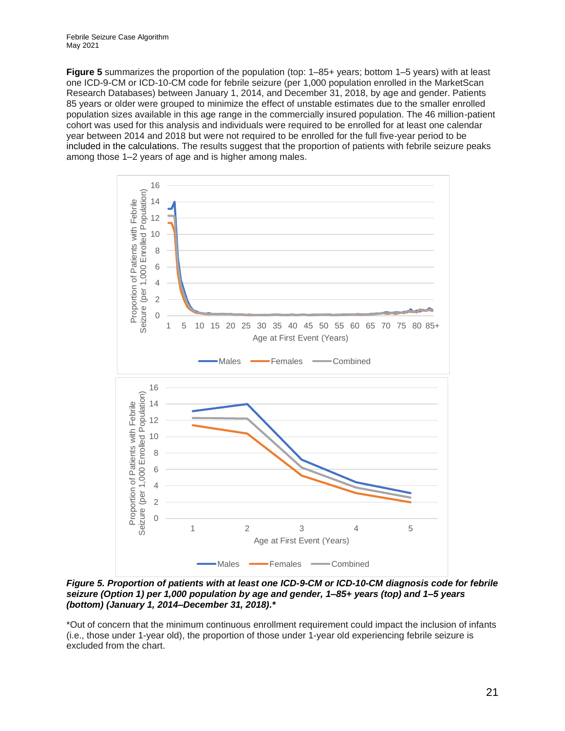**Figure 5** summarizes the proportion of the population (top: 1–85+ years; bottom 1–5 years) with at least one ICD-9-CM or ICD-10-CM code for febrile seizure (per 1,000 population enrolled in the MarketScan Research Databases) between January 1, 2014, and December 31, 2018, by age and gender. Patients 85 years or older were grouped to minimize the effect of unstable estimates due to the smaller enrolled population sizes available in this age range in the commercially insured population. The 46 million-patient cohort was used for this analysis and individuals were required to be enrolled for at least one calendar year between 2014 and 2018 but were not required to be enrolled for the full five-year period to be included in the calculations. The results suggest that the proportion of patients with febrile seizure peaks among those 1–2 years of age and is higher among males.

***Figure 5. Proportion of patients with at least one ICD-9-CM or ICD-10-CM diagnosis code for febrile seizure (Option 1) per 1,000 population by age and gender, 1–85+ years (top) and 1–5 years (bottom) (January 1, 2014–December 31, 2018).****

*Out of concern that the minimum continuous enrollment requirement could impact the inclusion of infants (i.e., those under 1-year old), the proportion of those under 1-year old experiencing febrile seizure is excluded from the chart.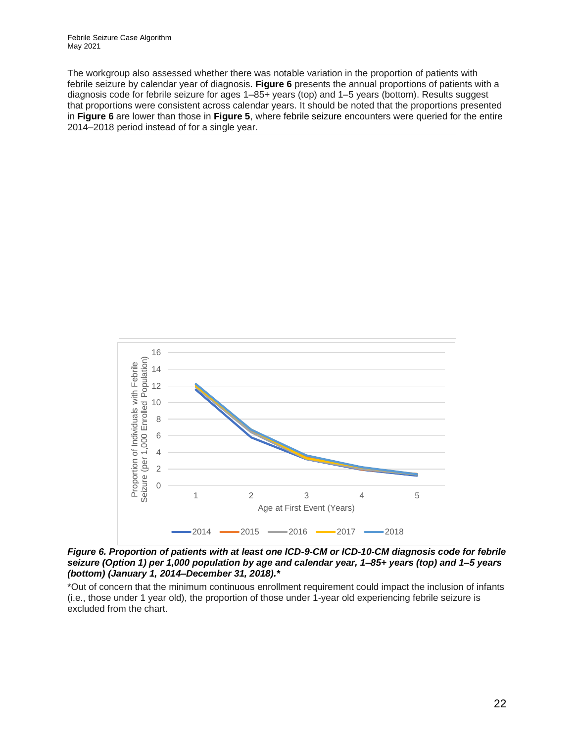The workgroup also assessed whether there was notable variation in the proportion of patients with febrile seizure by calendar year of diagnosis. **Figure 6** presents the annual proportions of patients with a diagnosis code for febrile seizure for ages 1–85+ years (top) and 1–5 years (bottom). Results suggest that proportions were consistent across calendar years. It should be noted that the proportions presented in **Figure 6** are lower than those in **Figure 5**, where febrile seizure encounters were queried for the entire 2014–2018 period instead of for a single year.

***Figure 6. Proportion of patients with at least one ICD-9-CM or ICD-10-CM diagnosis code for febrile seizure (Option 1) per 1,000 population by age and calendar year, 1–85+ years (top) and 1–5 years (bottom) (January 1, 2014–December 31, 2018).****

*Out of concern that the minimum continuous enrollment requirement could impact the inclusion of infants (i.e., those under 1 year old), the proportion of those under 1-year old experiencing febrile seizure is excluded from the chart.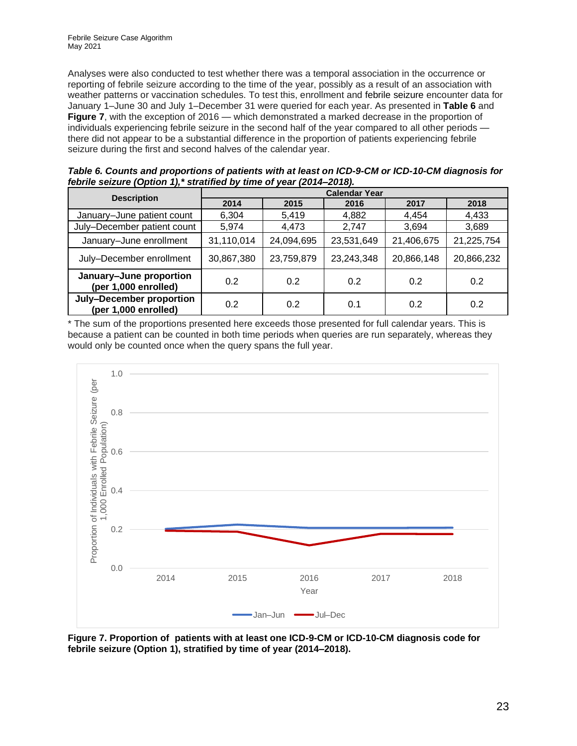Analyses were also conducted to test whether there was a temporal association in the occurrence or reporting of febrile seizure according to the time of the year, possibly as a result of an association with weather patterns or vaccination schedules. To test this, enrollment and febrile seizure encounter data for January 1–June 30 and July 1–December 31 were queried for each year. As presented in **Table 6** and **Figure 7**, with the exception of 2016 — which demonstrated a marked decrease in the proportion of individuals experiencing febrile seizure in the second half of the year compared to all other periods — there did not appear to be a substantial difference in the proportion of patients experiencing febrile seizure during the first and second halves of the calendar year.

***Table 6. Counts and proportions of patients with at least on ICD-9-CM or ICD-10-CM diagnosis for febrile seizure (Option 1),\* stratified by time of year (2014–2018).***

| Description | Calendar Year | | | | |
|---|---|---|---|---|---|
| | 2014 | 2015 | 2016 | 2017 | 2018 |
| January–June patient count | 6,304 | 5,419 | 4,882 | 4,454 | 4,433 |
| July–December patient count | 5,974 | 4,473 | 2,747 | 3,694 | 3,689 |
| January–June enrollment | 31,110,014 | 24,094,695 | 23,531,649 | 21,406,675 | 21,225,754 |
| July–December enrollment | 30,867,380 | 23,759,879 | 23,243,348 | 20,866,148 | 20,866,232 |
| **January–June proportion (per 1,000 enrolled)** | 0.2 | 0.2 | 0.2 | 0.2 | 0.2 |
| **July–December proportion (per 1,000 enrolled)** | 0.2 | 0.2 | 0.1 | 0.2 | 0.2 |

\* The sum of the proportions presented here exceeds those presented for full calendar years. This is because a patient can be counted in both time periods when queries are run separately, whereas they would only be counted once when the query spans the full year.

**Figure 7. Proportion of patients with at least one ICD-9-CM or ICD-10-CM diagnosis code for febrile seizure (Option 1), stratified by time of year (2014–2018).**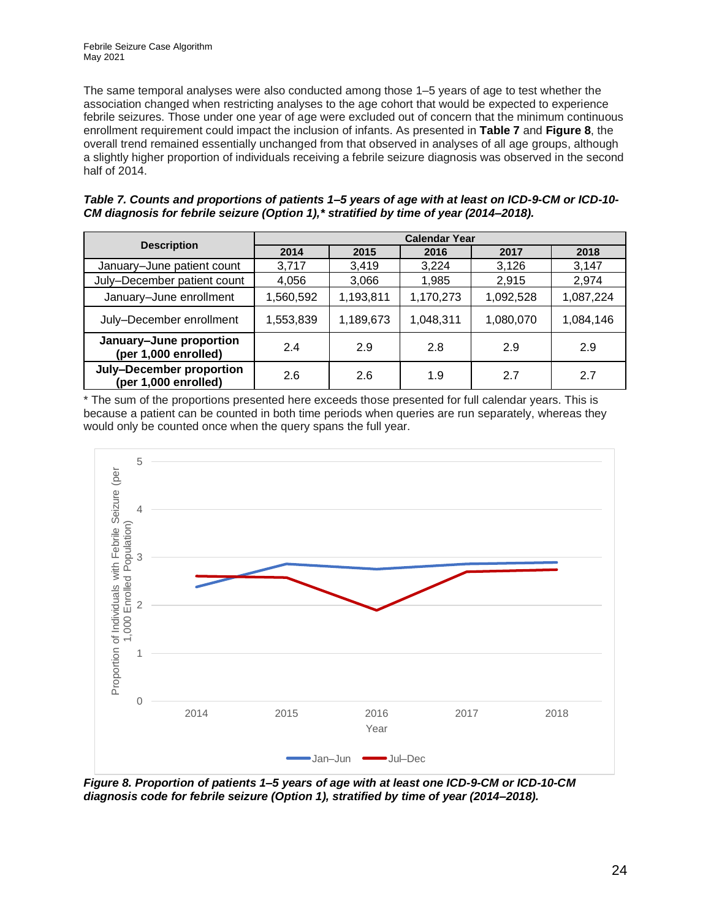The same temporal analyses were also conducted among those 1–5 years of age to test whether the association changed when restricting analyses to the age cohort that would be expected to experience febrile seizures. Those under one year of age were excluded out of concern that the minimum continuous enrollment requirement could impact the inclusion of infants. As presented in **Table 7** and **Figure 8**, the overall trend remained essentially unchanged from that observed in analyses of all age groups, although a slightly higher proportion of individuals receiving a febrile seizure diagnosis was observed in the second half of 2014.

***Table 7. Counts and proportions of patients 1–5 years of age with at least on ICD-9-CM or ICD-10-CM diagnosis for febrile seizure (Option 1),* stratified by time of year (2014–2018).***

| Description | Calendar Year | | | | |
|---|---|---|---|---|---|
| | 2014 | 2015 | 2016 | 2017 | 2018 |
| January–June patient count | 3,717 | 3,419 | 3,224 | 3,126 | 3,147 |
| July–December patient count | 4,056 | 3,066 | 1,985 | 2,915 | 2,974 |
| January–June enrollment | 1,560,592 | 1,193,811 | 1,170,273 | 1,092,528 | 1,087,224 |
| July–December enrollment | 1,553,839 | 1,189,673 | 1,048,311 | 1,080,070 | 1,084,146 |
| **January–June proportion (per 1,000 enrolled)** | 2.4 | 2.9 | 2.8 | 2.9 | 2.9 |
| **July–December proportion (per 1,000 enrolled)** | 2.6 | 2.6 | 1.9 | 2.7 | 2.7 |

* The sum of the proportions presented here exceeds those presented for full calendar years. This is because a patient can be counted in both time periods when queries are run separately, whereas they would only be counted once when the query spans the full year.

***Figure 8. Proportion of patients 1–5 years of age with at least one ICD-9-CM or ICD-10-CM diagnosis code for febrile seizure (Option 1), stratified by time of year (2014–2018).***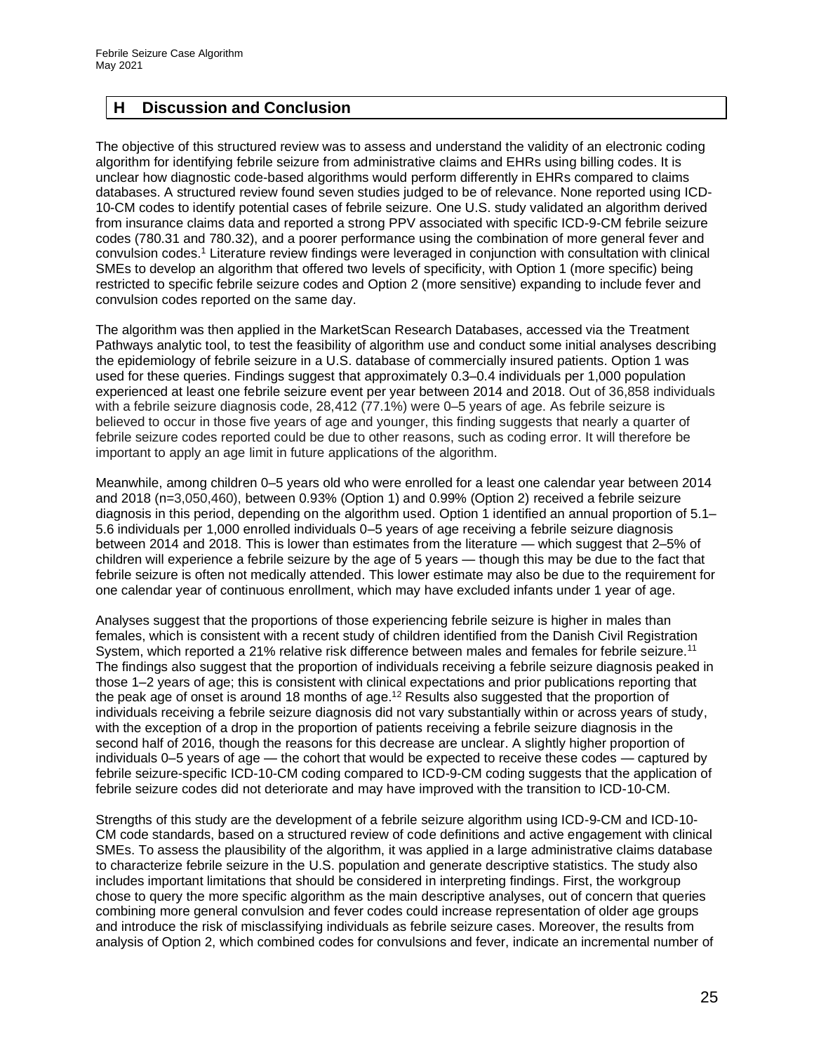## H Discussion and Conclusion

The objective of this structured review was to assess and understand the validity of an electronic coding algorithm for identifying febrile seizure from administrative claims and EHRs using billing codes. It is unclear how diagnostic code-based algorithms would perform differently in EHRs compared to claims databases. A structured review found seven studies judged to be of relevance. None reported using ICD-10-CM codes to identify potential cases of febrile seizure. One U.S. study validated an algorithm derived from insurance claims data and reported a strong PPV associated with specific ICD-9-CM febrile seizure codes (780.31 and 780.32), and a poorer performance using the combination of more general fever and convulsion codes.[1] Literature review findings were leveraged in conjunction with consultation with clinical SMEs to develop an algorithm that offered two levels of specificity, with Option 1 (more specific) being restricted to specific febrile seizure codes and Option 2 (more sensitive) expanding to include fever and convulsion codes reported on the same day.

The algorithm was then applied in the MarketScan Research Databases, accessed via the Treatment Pathways analytic tool, to test the feasibility of algorithm use and conduct some initial analyses describing the epidemiology of febrile seizure in a U.S. database of commercially insured patients. Option 1 was used for these queries. Findings suggest that approximately 0.3–0.4 individuals per 1,000 population experienced at least one febrile seizure event per year between 2014 and 2018. Out of 36,858 individuals with a febrile seizure diagnosis code, 28,412 (77.1%) were 0–5 years of age. As febrile seizure is believed to occur in those five years of age and younger, this finding suggests that nearly a quarter of febrile seizure codes reported could be due to other reasons, such as coding error. It will therefore be important to apply an age limit in future applications of the algorithm.

Meanwhile, among children 0–5 years old who were enrolled for a least one calendar year between 2014 and 2018 (n=3,050,460), between 0.93% (Option 1) and 0.99% (Option 2) received a febrile seizure diagnosis in this period, depending on the algorithm used. Option 1 identified an annual proportion of 5.1–5.6 individuals per 1,000 enrolled individuals 0–5 years of age receiving a febrile seizure diagnosis between 2014 and 2018. This is lower than estimates from the literature — which suggest that 2–5% of children will experience a febrile seizure by the age of 5 years — though this may be due to the fact that febrile seizure is often not medically attended. This lower estimate may also be due to the requirement for one calendar year of continuous enrollment, which may have excluded infants under 1 year of age.

Analyses suggest that the proportions of those experiencing febrile seizure is higher in males than females, which is consistent with a recent study of children identified from the Danish Civil Registration System, which reported a 21% relative risk difference between males and females for febrile seizure.[11] The findings also suggest that the proportion of individuals receiving a febrile seizure diagnosis peaked in those 1–2 years of age; this is consistent with clinical expectations and prior publications reporting that the peak age of onset is around 18 months of age.[12] Results also suggested that the proportion of individuals receiving a febrile seizure diagnosis did not vary substantially within or across years of study, with the exception of a drop in the proportion of patients receiving a febrile seizure diagnosis in the second half of 2016, though the reasons for this decrease are unclear. A slightly higher proportion of individuals 0–5 years of age — the cohort that would be expected to receive these codes — captured by febrile seizure-specific ICD-10-CM coding compared to ICD-9-CM coding suggests that the application of febrile seizure codes did not deteriorate and may have improved with the transition to ICD-10-CM.

Strengths of this study are the development of a febrile seizure algorithm using ICD-9-CM and ICD-10-CM code standards, based on a structured review of code definitions and active engagement with clinical SMEs. To assess the plausibility of the algorithm, it was applied in a large administrative claims database to characterize febrile seizure in the U.S. population and generate descriptive statistics. The study also includes important limitations that should be considered in interpreting findings. First, the workgroup chose to query the more specific algorithm as the main descriptive analyses, out of concern that queries combining more general convulsion and fever codes could increase representation of older age groups and introduce the risk of misclassifying individuals as febrile seizure cases. Moreover, the results from analysis of Option 2, which combined codes for convulsions and fever, indicate an incremental number of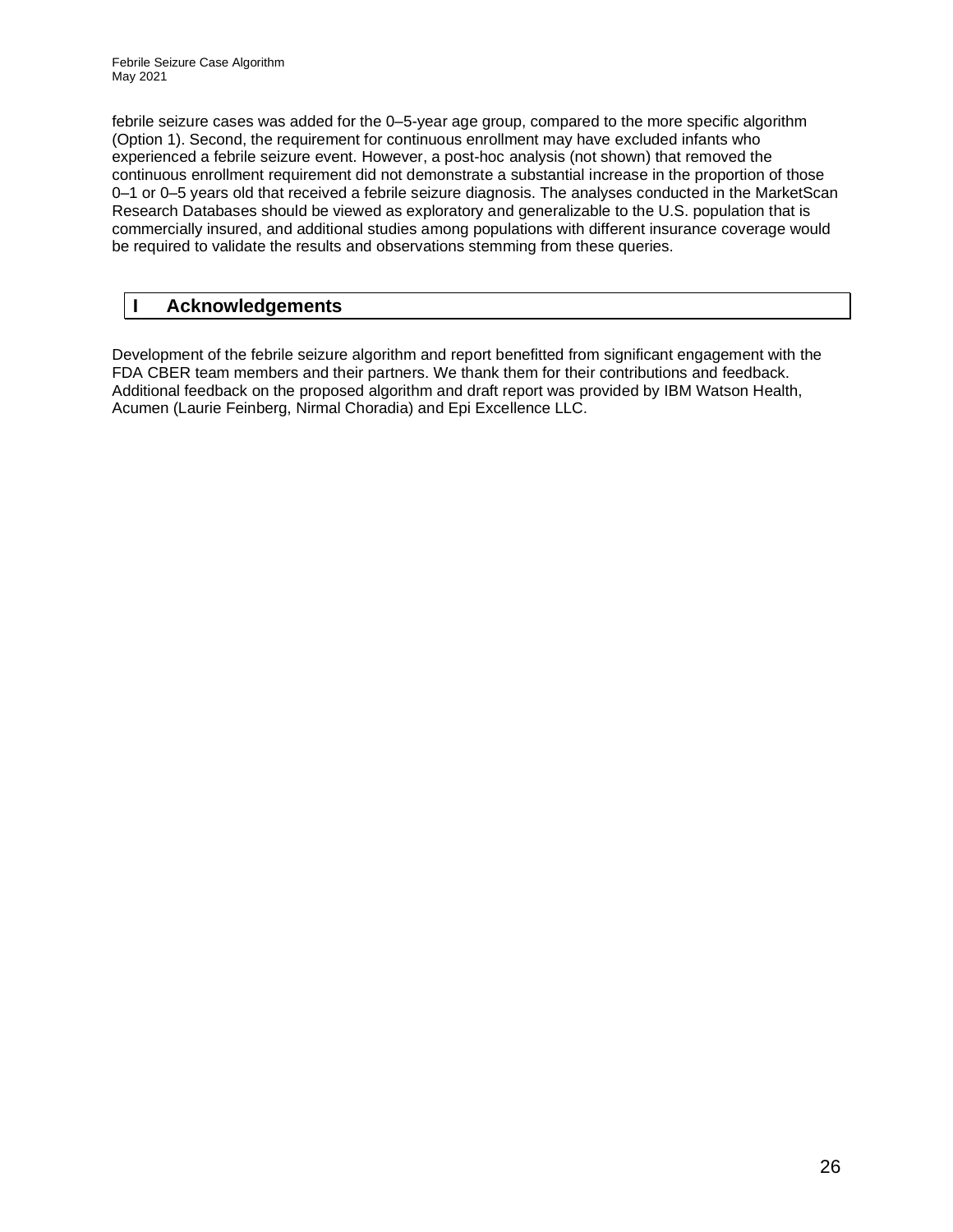febrile seizure cases was added for the 0–5-year age group, compared to the more specific algorithm (Option 1). Second, the requirement for continuous enrollment may have excluded infants who experienced a febrile seizure event. However, a post-hoc analysis (not shown) that removed the continuous enrollment requirement did not demonstrate a substantial increase in the proportion of those 0–1 or 0–5 years old that received a febrile seizure diagnosis. The analyses conducted in the MarketScan Research Databases should be viewed as exploratory and generalizable to the U.S. population that is commercially insured, and additional studies among populations with different insurance coverage would be required to validate the results and observations stemming from these queries.

## I Acknowledgements

Development of the febrile seizure algorithm and report benefitted from significant engagement with the FDA CBER team members and their partners. We thank them for their contributions and feedback. Additional feedback on the proposed algorithm and draft report was provided by IBM Watson Health, Acumen (Laurie Feinberg, Nirmal Choradia) and Epi Excellence LLC.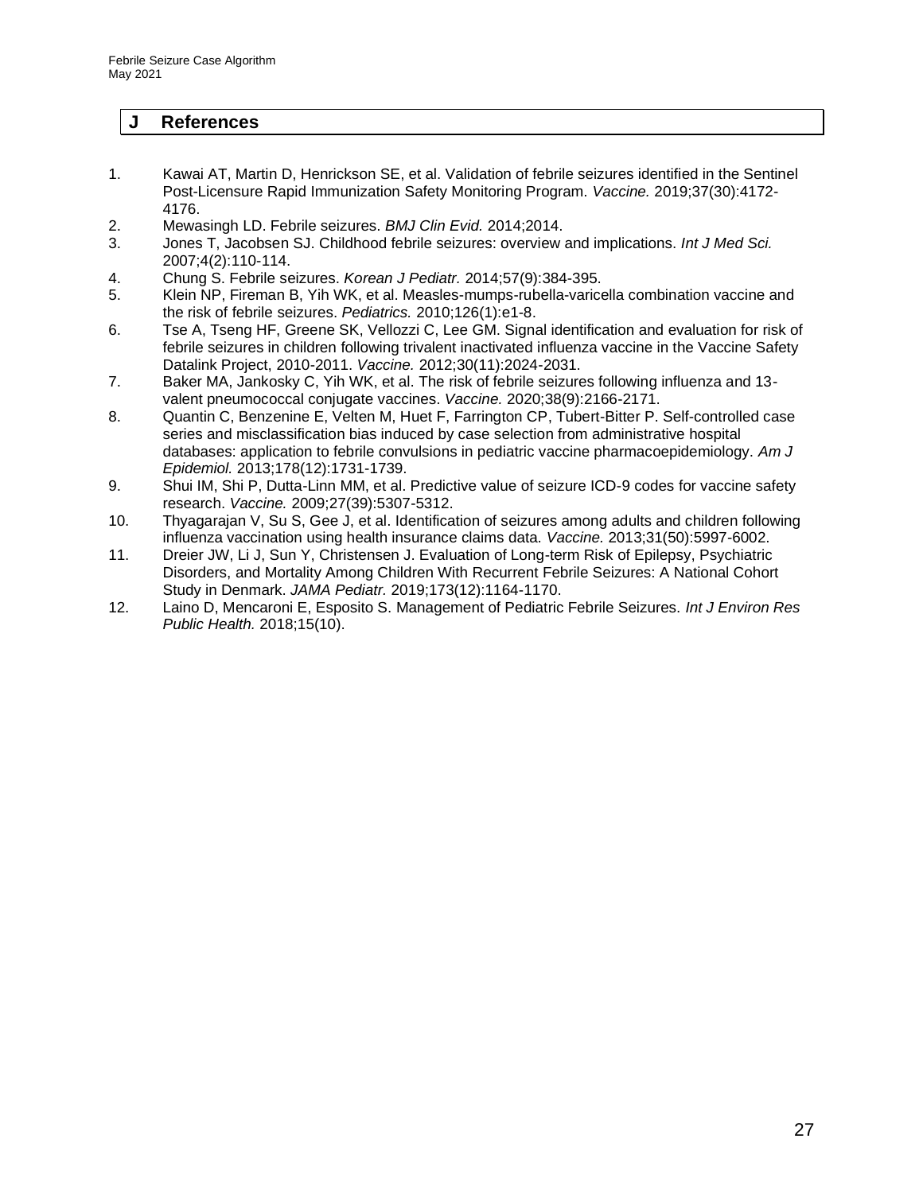## J References

1. Kawai AT, Martin D, Henrickson SE, et al. Validation of febrile seizures identified in the Sentinel Post-Licensure Rapid Immunization Safety Monitoring Program. *Vaccine.* 2019;37(30):4172-4176.
2. Mewasingh LD. Febrile seizures. *BMJ Clin Evid.* 2014;2014.
3. Jones T, Jacobsen SJ. Childhood febrile seizures: overview and implications. *Int J Med Sci.* 2007;4(2):110-114.
4. Chung S. Febrile seizures. *Korean J Pediatr.* 2014;57(9):384-395.
5. Klein NP, Fireman B, Yih WK, et al. Measles-mumps-rubella-varicella combination vaccine and the risk of febrile seizures. *Pediatrics.* 2010;126(1):e1-8.
6. Tse A, Tseng HF, Greene SK, Vellozzi C, Lee GM. Signal identification and evaluation for risk of febrile seizures in children following trivalent inactivated influenza vaccine in the Vaccine Safety Datalink Project, 2010-2011. *Vaccine.* 2012;30(11):2024-2031.
7. Baker MA, Jankosky C, Yih WK, et al. The risk of febrile seizures following influenza and 13-valent pneumococcal conjugate vaccines. *Vaccine.* 2020;38(9):2166-2171.
8. Quantin C, Benzenine E, Velten M, Huet F, Farrington CP, Tubert-Bitter P. Self-controlled case series and misclassification bias induced by case selection from administrative hospital databases: application to febrile convulsions in pediatric vaccine pharmacoepidemiology. *Am J Epidemiol.* 2013;178(12):1731-1739.
9. Shui IM, Shi P, Dutta-Linn MM, et al. Predictive value of seizure ICD-9 codes for vaccine safety research. *Vaccine.* 2009;27(39):5307-5312.
10. Thyagarajan V, Su S, Gee J, et al. Identification of seizures among adults and children following influenza vaccination using health insurance claims data. *Vaccine.* 2013;31(50):5997-6002.
11. Dreier JW, Li J, Sun Y, Christensen J. Evaluation of Long-term Risk of Epilepsy, Psychiatric Disorders, and Mortality Among Children With Recurrent Febrile Seizures: A National Cohort Study in Denmark. *JAMA Pediatr.* 2019;173(12):1164-1170.
12. Laino D, Mencaroni E, Esposito S. Management of Pediatric Febrile Seizures. *Int J Environ Res Public Health.* 2018;15(10).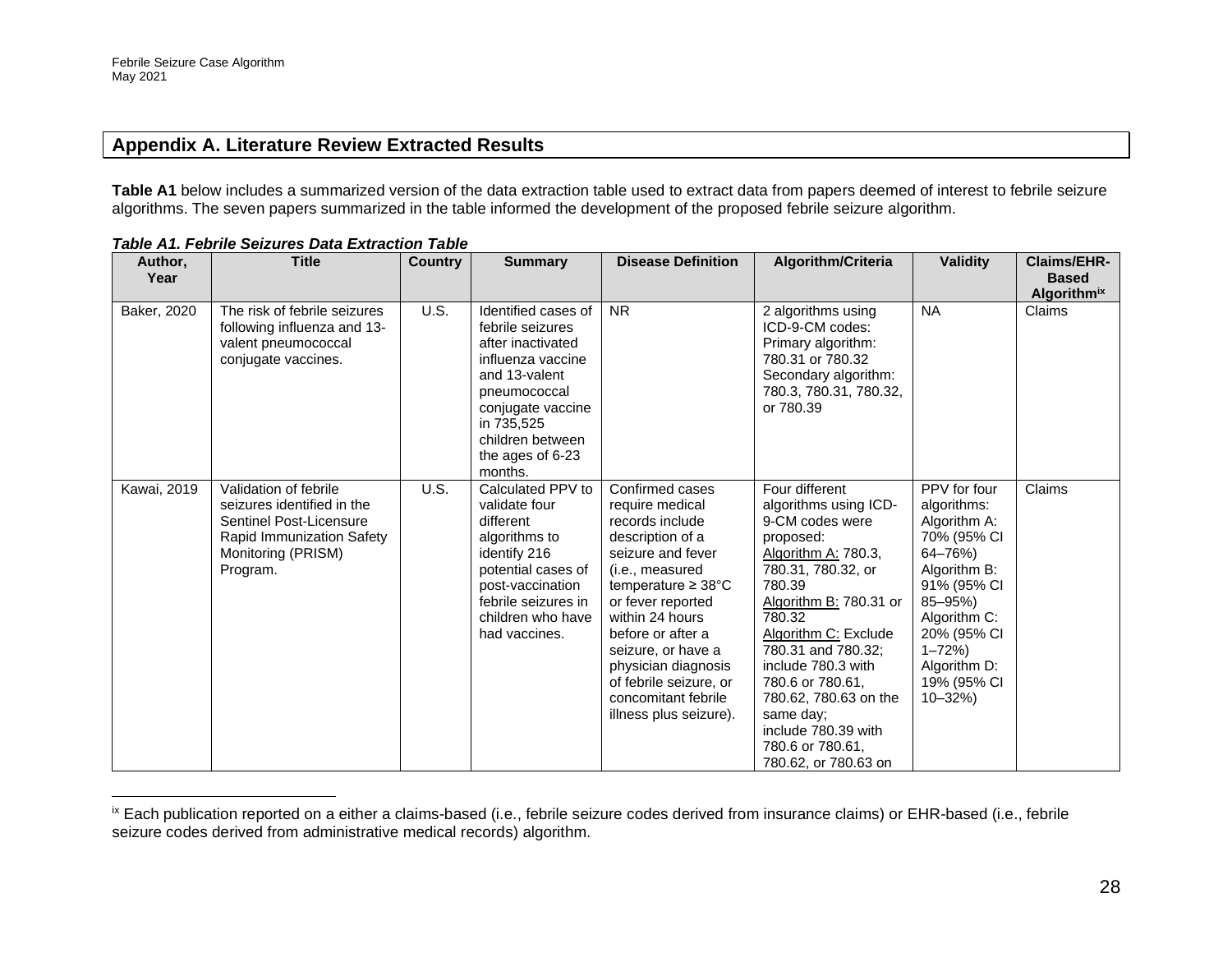## Appendix A. Literature Review Extracted Results

**Table A1** below includes a summarized version of the data extraction table used to extract data from papers deemed of interest to febrile seizure algorithms. The seven papers summarized in the table informed the development of the proposed febrile seizure algorithm.

***Table A1. Febrile Seizures Data Extraction Table***

| Author, Year | Title | Country | Summary | Disease Definition | Algorithm/Criteria | Validity | Claims/EHR-Based Algorithm[ix] |
|---|---|---|---|---|---|---|---|
| Baker, 2020 | The risk of febrile seizures following influenza and 13-valent pneumococcal conjugate vaccines. | U.S. | Identified cases of febrile seizures after inactivated influenza vaccine and 13-valent pneumococcal conjugate vaccine in 735,525 children between the ages of 6-23 months. | NR | 2 algorithms using ICD-9-CM codes: Primary algorithm: 780.31 or 780.32 Secondary algorithm: 780.3, 780.31, 780.32, or 780.39 | NA | Claims |
| Kawai, 2019 | Validation of febrile seizures identified in the Sentinel Post-Licensure Rapid Immunization Safety Monitoring (PRISM) Program. | U.S. | Calculated PPV to validate four different algorithms to identify 216 potential cases of post-vaccination febrile seizures in children who have had vaccines. | Confirmed cases require medical records include description of a seizure and fever (i.e., measured temperature ≥ 38°C or fever reported within 24 hours before or after a seizure, or have a physician diagnosis of febrile seizure, or concomitant febrile illness plus seizure). | Four different algorithms using ICD-9-CM codes were proposed: Algorithm A: 780.3, 780.31, 780.32, or 780.39 Algorithm B: 780.31 or 780.32 Algorithm C: Exclude 780.31 and 780.32; include 780.3 with 780.6 or 780.61, 780.62, 780.63 on the same day; include 780.39 with 780.6 or 780.61, 780.62, or 780.63 on | PPV for four algorithms: Algorithm A: 70% (95% CI 64–76%) Algorithm B: 91% (95% CI 85–95%) Algorithm C: 20% (95% CI 1–72%) Algorithm D: 19% (95% CI 10–32%) | Claims |

[ix] Each publication reported on a either a claims-based (i.e., febrile seizure codes derived from insurance claims) or EHR-based (i.e., febrile seizure codes derived from administrative medical records) algorithm.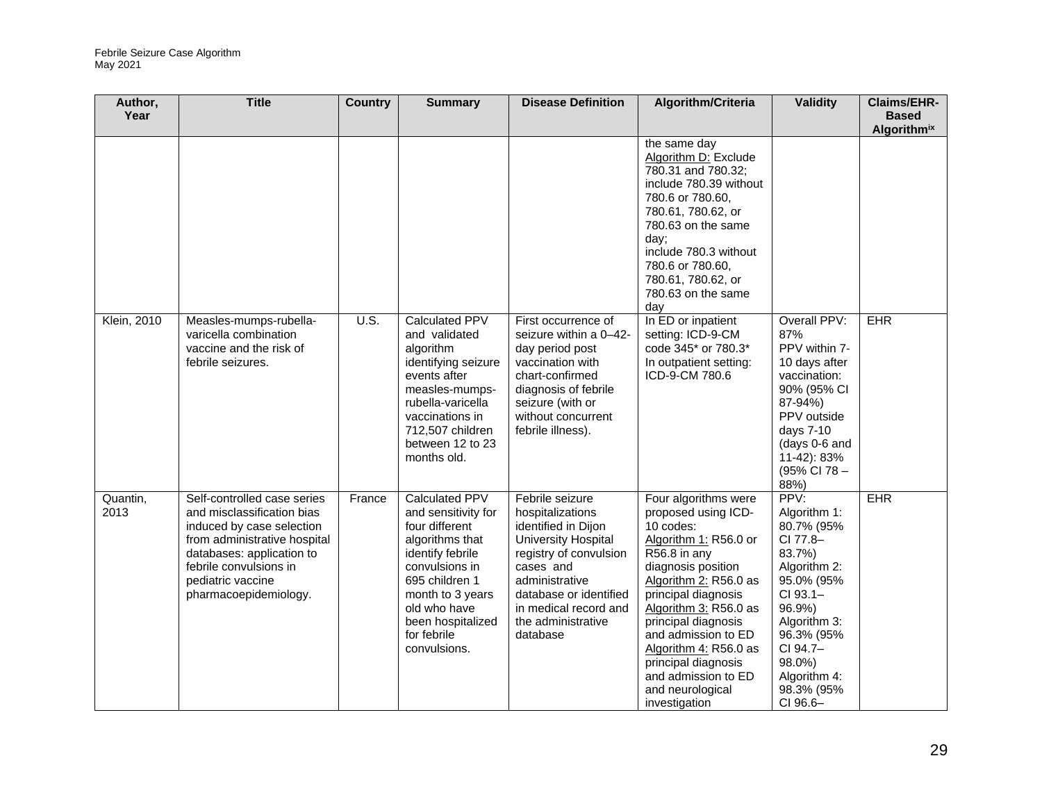| Author, Year | Title | Country | Summary | Disease Definition | Algorithm/Criteria | Validity | Claims/EHR-Based Algorithm[ix] |
|---|---|---|---|---|---|---|---|
| | | | | | the same day<br>Algorithm D: Exclude 780.31 and 780.32; include 780.39 without 780.6 or 780.60, 780.61, 780.62, or 780.63 on the same day;<br>include 780.3 without 780.6 or 780.60, 780.61, 780.62, or 780.63 on the same day | | |
| Klein, 2010 | Measles-mumps-rubella-varicella combination vaccine and the risk of febrile seizures. | U.S. | Calculated PPV and validated algorithm identifying seizure events after measles-mumps-rubella-varicella vaccinations in 712,507 children between 12 to 23 months old. | First occurrence of seizure within a 0–42-day period post vaccination with chart-confirmed diagnosis of febrile seizure (with or without concurrent febrile illness). | In ED or inpatient setting: ICD-9-CM code 345* or 780.3*<br>In outpatient setting: ICD-9-CM 780.6 | Overall PPV: 87%<br>PPV within 7-10 days after vaccination: 90% (95% CI 87-94%)<br>PPV outside days 7-10 (days 0-6 and 11-42): 83% (95% CI 78 – 88%) | EHR |
| Quantin, 2013 | Self-controlled case series and misclassification bias induced by case selection from administrative hospital databases: application to febrile convulsions in pediatric vaccine pharmacoepidemiology. | France | Calculated PPV and sensitivity for four different algorithms that identify febrile convulsions in 695 children 1 month to 3 years old who have been hospitalized for febrile convulsions. | Febrile seizure hospitalizations identified in Dijon University Hospital registry of convulsion cases and administrative database or identified in medical record and the administrative database | Four algorithms were proposed using ICD-10 codes:<br>Algorithm 1: R56.0 or R56.8 in any diagnosis position<br>Algorithm 2: R56.0 as principal diagnosis<br>Algorithm 3: R56.0 as principal diagnosis and admission to ED<br>Algorithm 4: R56.0 as principal diagnosis and admission to ED and neurological investigation | PPV:<br>Algorithm 1: 80.7% (95% CI 77.8–83.7%)<br>Algorithm 2: 95.0% (95% CI 93.1–96.9%)<br>Algorithm 3: 96.3% (95% CI 94.7–98.0%)<br>Algorithm 4: 98.3% (95% CI 96.6– | EHR |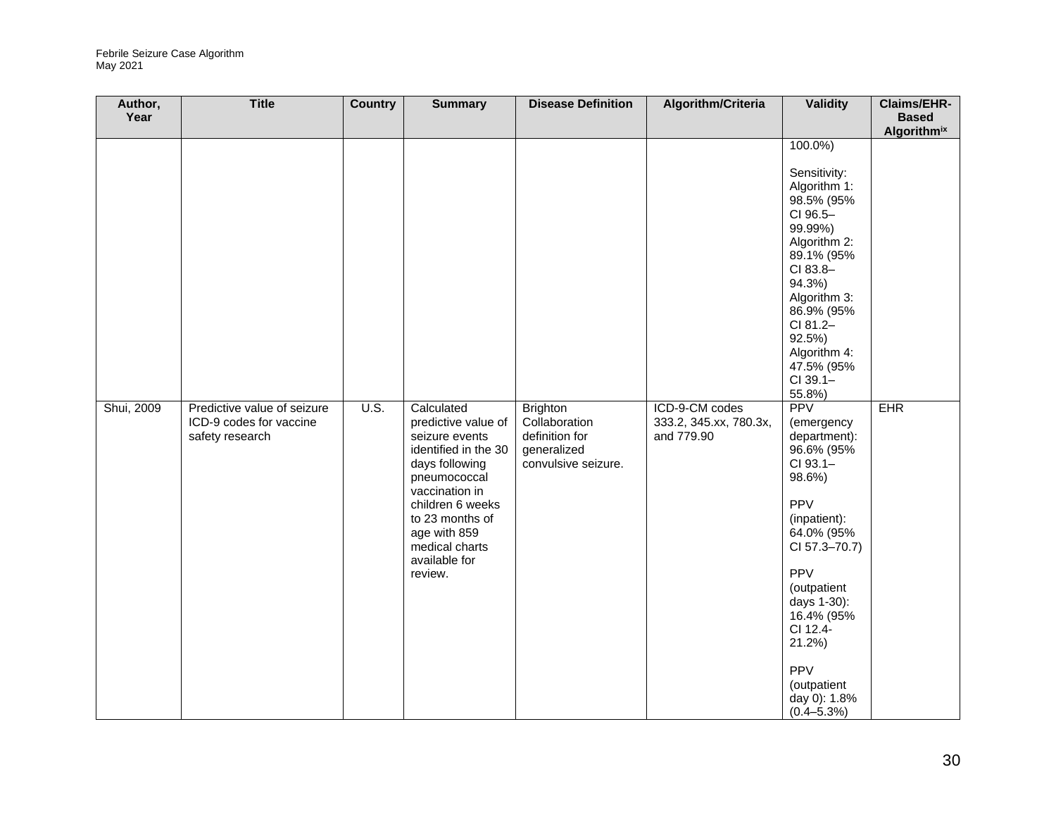| Author, Year | Title | Country | Summary | Disease Definition | Algorithm/Criteria | Validity | Claims/EHR-Based Algorithm[ix] |
|---|---|---|---|---|---|---|---|
| | | | | | | 100.0%)<br><br>Sensitivity:<br>Algorithm 1: 98.5% (95% CI 96.5–99.99%)<br>Algorithm 2: 89.1% (95% CI 83.8–94.3%)<br>Algorithm 3: 86.9% (95% CI 81.2–92.5%)<br>Algorithm 4: 47.5% (95% CI 39.1–55.8%) | |
| Shui, 2009 | Predictive value of seizure ICD-9 codes for vaccine safety research | U.S. | Calculated predictive value of seizure events identified in the 30 days following pneumococcal vaccination in children 6 weeks to 23 months of age with 859 medical charts available for review. | Brighton Collaboration definition for generalized convulsive seizure. | ICD-9-CM codes 333.2, 345.xx, 780.3x, and 779.90 | PPV (emergency department): 96.6% (95% CI 93.1–98.6%)<br><br>PPV (inpatient): 64.0% (95% CI 57.3–70.7)<br><br>PPV (outpatient days 1-30): 16.4% (95% CI 12.4-21.2%)<br><br>PPV (outpatient day 0): 1.8% (0.4–5.3%) | EHR |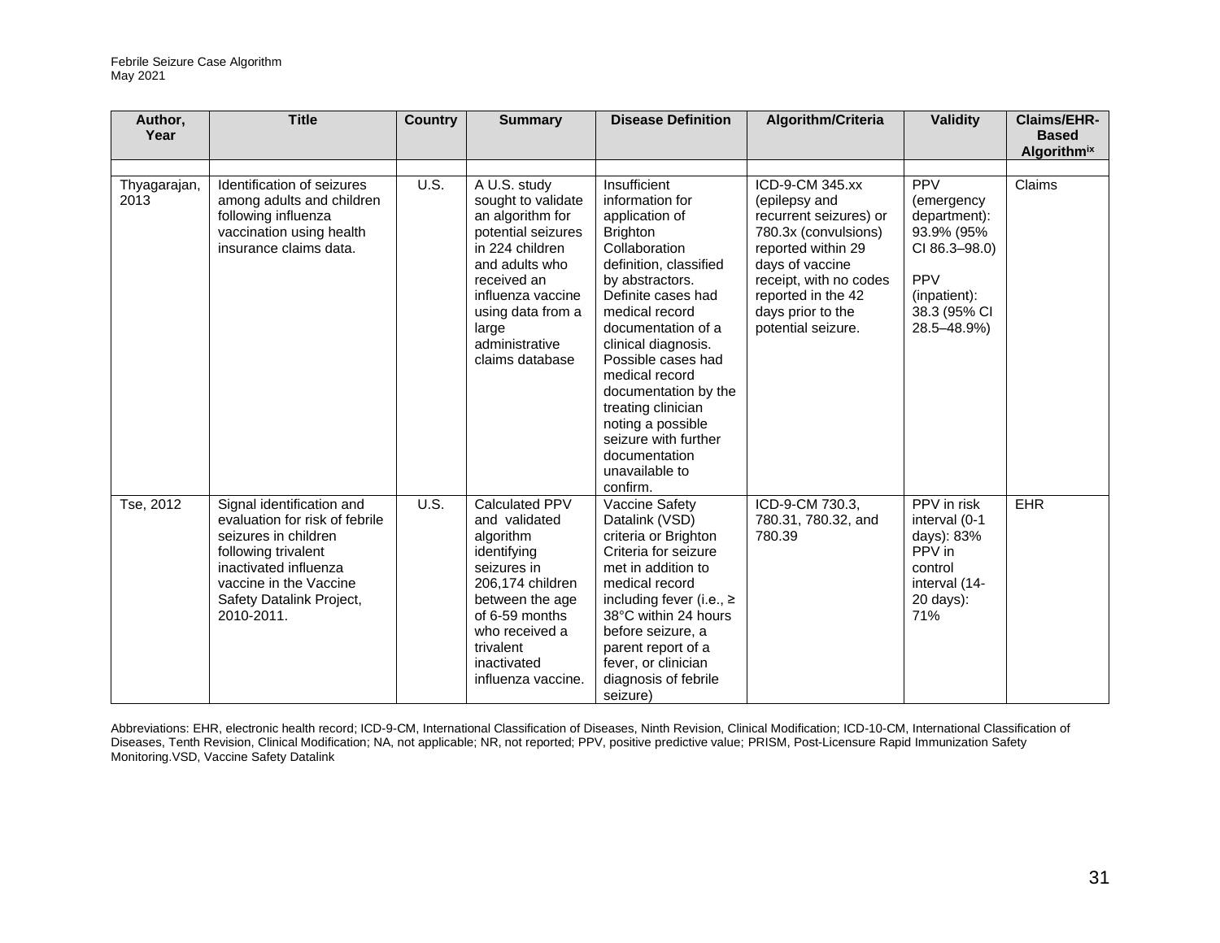| Author, Year | Title | Country | Summary | Disease Definition | Algorithm/Criteria | Validity | Claims/EHR-Based Algorithm[ix] |
|---|---|---|---|---|---|---|---|
| | | | | | | | |
| Thyagarajan, 2013 | Identification of seizures among adults and children following influenza vaccination using health insurance claims data. | U.S. | A U.S. study sought to validate an algorithm for potential seizures in 224 children and adults who received an influenza vaccine using data from a large administrative claims database | Insufficient information for application of Brighton Collaboration definition, classified by abstractors. Definite cases had medical record documentation of a clinical diagnosis. Possible cases had medical record documentation by the treating clinician noting a possible seizure with further documentation unavailable to confirm. | ICD-9-CM 345.xx (epilepsy and recurrent seizures) or 780.3x (convulsions) reported within 29 days of vaccine receipt, with no codes reported in the 42 days prior to the potential seizure. | PPV (emergency department): 93.9% (95% CI 86.3–98.0) PPV (inpatient): 38.3 (95% CI 28.5–48.9%) | Claims |
| Tse, 2012 | Signal identification and evaluation for risk of febrile seizures in children following trivalent inactivated influenza vaccine in the Vaccine Safety Datalink Project, 2010-2011. | U.S. | Calculated PPV and validated algorithm identifying seizures in 206,174 children between the age of 6-59 months who received a trivalent inactivated influenza vaccine. | Vaccine Safety Datalink (VSD) criteria or Brighton Criteria for seizure met in addition to medical record including fever (i.e., ≥ 38°C within 24 hours before seizure, a parent report of a fever, or clinician diagnosis of febrile seizure) | ICD-9-CM 730.3, 780.31, 780.32, and 780.39 | PPV in risk interval (0-1 days): 83% PPV in control interval (14-20 days): 71% | EHR |

Abbreviations: EHR, electronic health record; ICD-9-CM, International Classification of Diseases, Ninth Revision, Clinical Modification; ICD-10-CM, International Classification of Diseases, Tenth Revision, Clinical Modification; NA, not applicable; NR, not reported; PPV, positive predictive value; PRISM, Post-Licensure Rapid Immunization Safety Monitoring.VSD, Vaccine Safety Datalink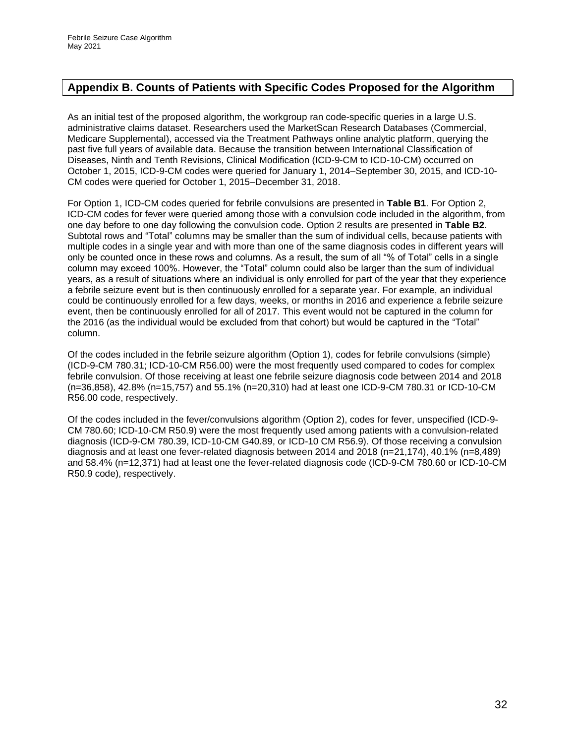## Appendix B. Counts of Patients with Specific Codes Proposed for the Algorithm

As an initial test of the proposed algorithm, the workgroup ran code-specific queries in a large U.S. administrative claims dataset. Researchers used the MarketScan Research Databases (Commercial, Medicare Supplemental), accessed via the Treatment Pathways online analytic platform, querying the past five full years of available data. Because the transition between International Classification of Diseases, Ninth and Tenth Revisions, Clinical Modification (ICD-9-CM to ICD-10-CM) occurred on October 1, 2015, ICD-9-CM codes were queried for January 1, 2014–September 30, 2015, and ICD-10-CM codes were queried for October 1, 2015–December 31, 2018.

For Option 1, ICD-CM codes queried for febrile convulsions are presented in **Table B1**. For Option 2, ICD-CM codes for fever were queried among those with a convulsion code included in the algorithm, from one day before to one day following the convulsion code. Option 2 results are presented in **Table B2**. Subtotal rows and "Total" columns may be smaller than the sum of individual cells, because patients with multiple codes in a single year and with more than one of the same diagnosis codes in different years will only be counted once in these rows and columns. As a result, the sum of all "% of Total" cells in a single column may exceed 100%. However, the "Total" column could also be larger than the sum of individual years, as a result of situations where an individual is only enrolled for part of the year that they experience a febrile seizure event but is then continuously enrolled for a separate year. For example, an individual could be continuously enrolled for a few days, weeks, or months in 2016 and experience a febrile seizure event, then be continuously enrolled for all of 2017. This event would not be captured in the column for the 2016 (as the individual would be excluded from that cohort) but would be captured in the "Total" column.

Of the codes included in the febrile seizure algorithm (Option 1), codes for febrile convulsions (simple) (ICD-9-CM 780.31; ICD-10-CM R56.00) were the most frequently used compared to codes for complex febrile convulsion. Of those receiving at least one febrile seizure diagnosis code between 2014 and 2018 (n=36,858), 42.8% (n=15,757) and 55.1% (n=20,310) had at least one ICD-9-CM 780.31 or ICD-10-CM R56.00 code, respectively.

Of the codes included in the fever/convulsions algorithm (Option 2), codes for fever, unspecified (ICD-9-CM 780.60; ICD-10-CM R50.9) were the most frequently used among patients with a convulsion-related diagnosis (ICD-9-CM 780.39, ICD-10-CM G40.89, or ICD-10 CM R56.9). Of those receiving a convulsion diagnosis and at least one fever-related diagnosis between 2014 and 2018 (n=21,174), 40.1% (n=8,489) and 58.4% (n=12,371) had at least one the fever-related diagnosis code (ICD-9-CM 780.60 or ICD-10-CM R50.9 code), respectively.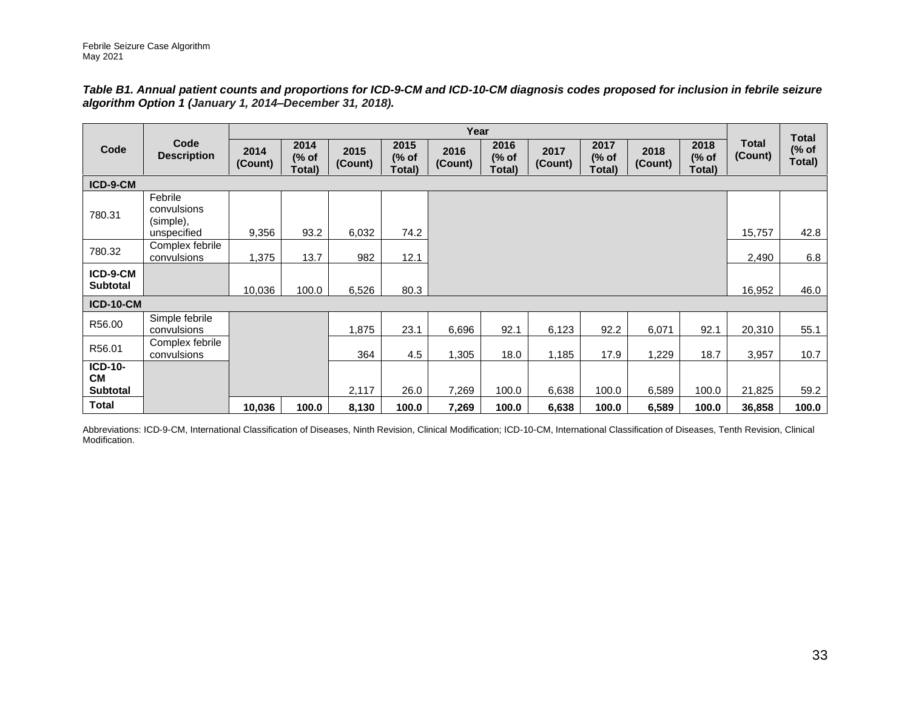***Table B1. Annual patient counts and proportions for ICD-9-CM and ICD-10-CM diagnosis codes proposed for inclusion in febrile seizure algorithm Option 1 (January 1, 2014–December 31, 2018).***

| Code | Code Description | Year | | | | | | | | | | Total (Count) | Total (% of Total) |
|---|---|---|---|---|---|---|---|---|---|---|---|---|---|
| | | 2014 (Count) | 2014 (% of Total) | 2015 (Count) | 2015 (% of Total) | 2016 (Count) | 2016 (% of Total) | 2017 (Count) | 2017 (% of Total) | 2018 (Count) | 2018 (% of Total) | | |
| **ICD-9-CM** | | | | | | | | | | | | | |
| 780.31 | Febrile convulsions (simple), unspecified | 9,356 | 93.2 | 6,032 | 74.2 | | | | | | | 15,757 | 42.8 |
| 780.32 | Complex febrile convulsions | 1,375 | 13.7 | 982 | 12.1 | | | | | | | 2,490 | 6.8 |
| **ICD-9-CM Subtotal** | | 10,036 | 100.0 | 6,526 | 80.3 | | | | | | | 16,952 | 46.0 |
| **ICD-10-CM** | | | | | | | | | | | | | |
| R56.00 | Simple febrile convulsions | | | 1,875 | 23.1 | 6,696 | 92.1 | 6,123 | 92.2 | 6,071 | 92.1 | 20,310 | 55.1 |
| R56.01 | Complex febrile convulsions | | | 364 | 4.5 | 1,305 | 18.0 | 1,185 | 17.9 | 1,229 | 18.7 | 3,957 | 10.7 |
| **ICD-10-CM Subtotal** | | | | 2,117 | 26.0 | 7,269 | 100.0 | 6,638 | 100.0 | 6,589 | 100.0 | 21,825 | 59.2 |
| **Total** | | **10,036** | **100.0** | **8,130** | **100.0** | **7,269** | **100.0** | **6,638** | **100.0** | **6,589** | **100.0** | **36,858** | **100.0** |

Abbreviations: ICD-9-CM, International Classification of Diseases, Ninth Revision, Clinical Modification; ICD-10-CM, International Classification of Diseases, Tenth Revision, Clinical Modification.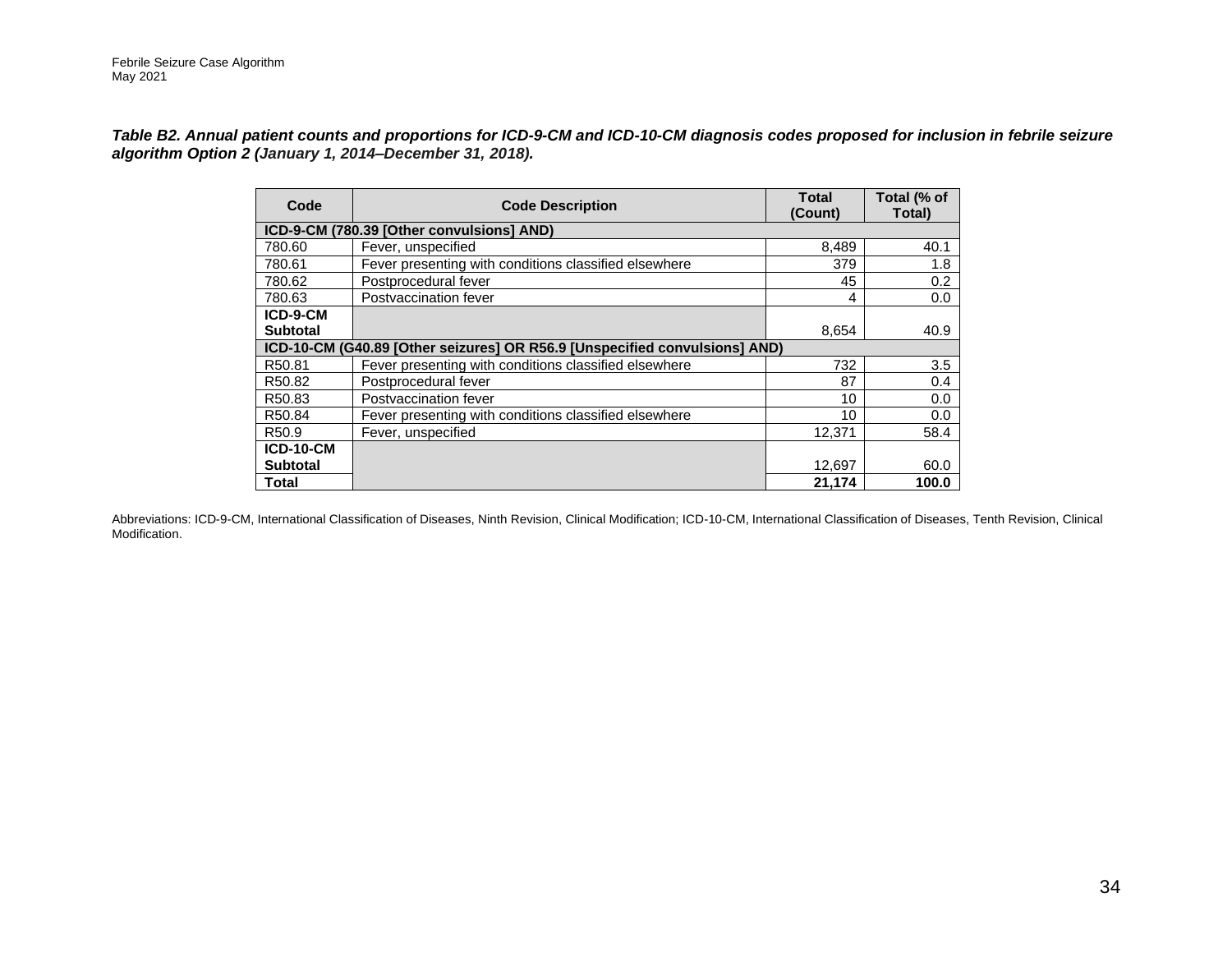***Table B2. Annual patient counts and proportions for ICD-9-CM and ICD-10-CM diagnosis codes proposed for inclusion in febrile seizure algorithm Option 2 (January 1, 2014–December 31, 2018).***

| Code | Code Description | Total (Count) | Total (% of Total) |
|---|---|---|---|
| **ICD-9-CM (780.39 [Other convulsions] AND)** | | | |
| 780.60 | Fever, unspecified | 8,489 | 40.1 |
| 780.61 | Fever presenting with conditions classified elsewhere | 379 | 1.8 |
| 780.62 | Postprocedural fever | 45 | 0.2 |
| 780.63 | Postvaccination fever | 4 | 0.0 |
| **ICD-9-CM Subtotal** | | 8,654 | 40.9 |
| **ICD-10-CM (G40.89 [Other seizures] OR R56.9 [Unspecified convulsions] AND)** | | | |
| R50.81 | Fever presenting with conditions classified elsewhere | 732 | 3.5 |
| R50.82 | Postprocedural fever | 87 | 0.4 |
| R50.83 | Postvaccination fever | 10 | 0.0 |
| R50.84 | Fever presenting with conditions classified elsewhere | 10 | 0.0 |
| R50.9 | Fever, unspecified | 12,371 | 58.4 |
| **ICD-10-CM Subtotal** | | 12,697 | 60.0 |
| **Total** | | **21,174** | **100.0** |

Abbreviations: ICD-9-CM, International Classification of Diseases, Ninth Revision, Clinical Modification; ICD-10-CM, International Classification of Diseases, Tenth Revision, Clinical Modification.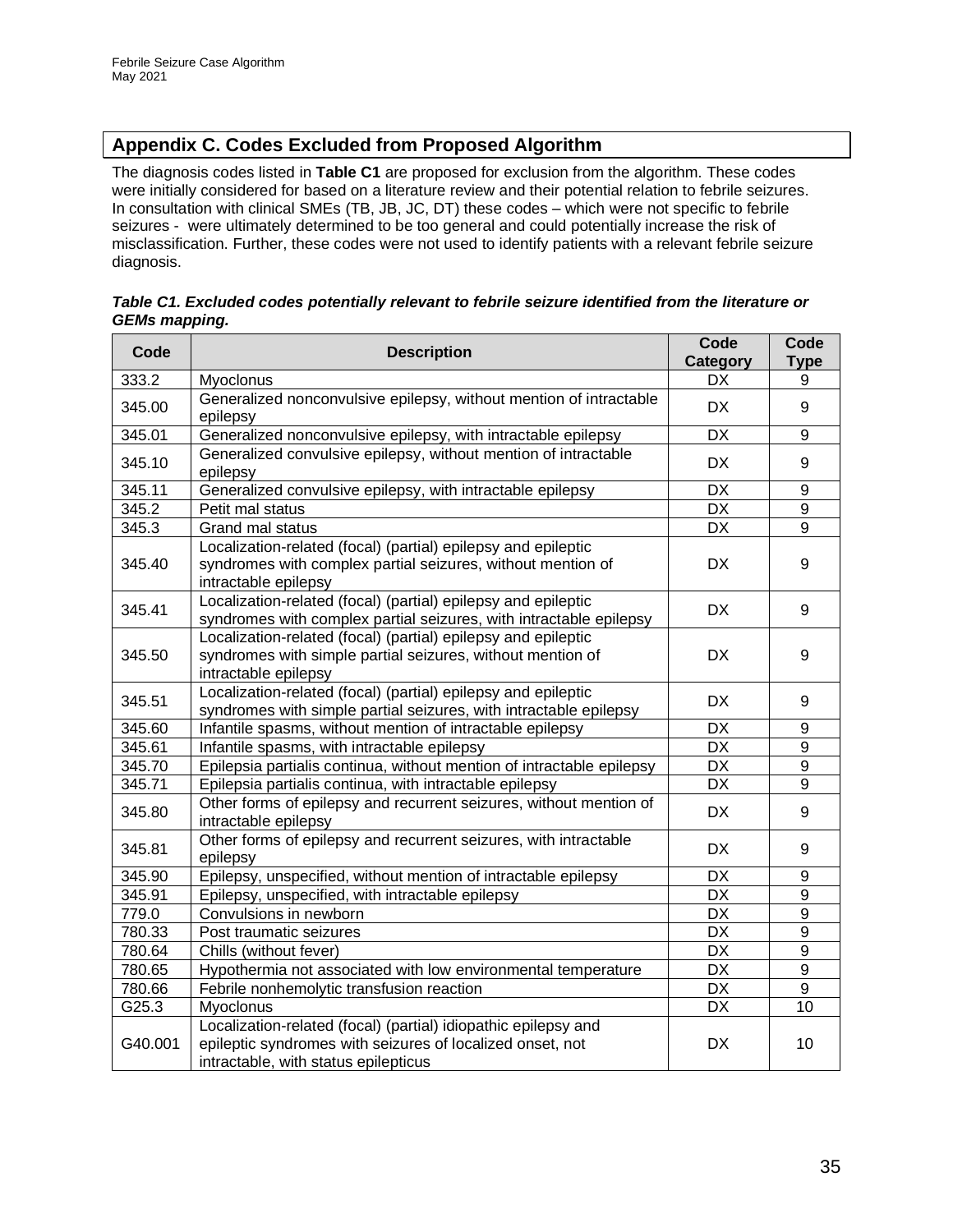## Appendix C. Codes Excluded from Proposed Algorithm

The diagnosis codes listed in **Table C1** are proposed for exclusion from the algorithm. These codes were initially considered for based on a literature review and their potential relation to febrile seizures. In consultation with clinical SMEs (TB, JB, JC, DT) these codes – which were not specific to febrile seizures - were ultimately determined to be too general and could potentially increase the risk of misclassification. Further, these codes were not used to identify patients with a relevant febrile seizure diagnosis.

***Table C1. Excluded codes potentially relevant to febrile seizure identified from the literature or GEMs mapping.***

| Code | Description | Code Category | Code Type |
|---|---|---|---|
| 333.2 | Myoclonus | DX | 9 |
| 345.00 | Generalized nonconvulsive epilepsy, without mention of intractable epilepsy | DX | 9 |
| 345.01 | Generalized nonconvulsive epilepsy, with intractable epilepsy | DX | 9 |
| 345.10 | Generalized convulsive epilepsy, without mention of intractable epilepsy | DX | 9 |
| 345.11 | Generalized convulsive epilepsy, with intractable epilepsy | DX | 9 |
| 345.2 | Petit mal status | DX | 9 |
| 345.3 | Grand mal status | DX | 9 |
| 345.40 | Localization-related (focal) (partial) epilepsy and epileptic syndromes with complex partial seizures, without mention of intractable epilepsy | DX | 9 |
| 345.41 | Localization-related (focal) (partial) epilepsy and epileptic syndromes with complex partial seizures, with intractable epilepsy | DX | 9 |
| 345.50 | Localization-related (focal) (partial) epilepsy and epileptic syndromes with simple partial seizures, without mention of intractable epilepsy | DX | 9 |
| 345.51 | Localization-related (focal) (partial) epilepsy and epileptic syndromes with simple partial seizures, with intractable epilepsy | DX | 9 |
| 345.60 | Infantile spasms, without mention of intractable epilepsy | DX | 9 |
| 345.61 | Infantile spasms, with intractable epilepsy | DX | 9 |
| 345.70 | Epilepsia partialis continua, without mention of intractable epilepsy | DX | 9 |
| 345.71 | Epilepsia partialis continua, with intractable epilepsy | DX | 9 |
| 345.80 | Other forms of epilepsy and recurrent seizures, without mention of intractable epilepsy | DX | 9 |
| 345.81 | Other forms of epilepsy and recurrent seizures, with intractable epilepsy | DX | 9 |
| 345.90 | Epilepsy, unspecified, without mention of intractable epilepsy | DX | 9 |
| 345.91 | Epilepsy, unspecified, with intractable epilepsy | DX | 9 |
| 779.0 | Convulsions in newborn | DX | 9 |
| 780.33 | Post traumatic seizures | DX | 9 |
| 780.64 | Chills (without fever) | DX | 9 |
| 780.65 | Hypothermia not associated with low environmental temperature | DX | 9 |
| 780.66 | Febrile nonhemolytic transfusion reaction | DX | 9 |
| G25.3 | Myoclonus | DX | 10 |
| G40.001 | Localization-related (focal) (partial) idiopathic epilepsy and epileptic syndromes with seizures of localized onset, not intractable, with status epilepticus | DX | 10 |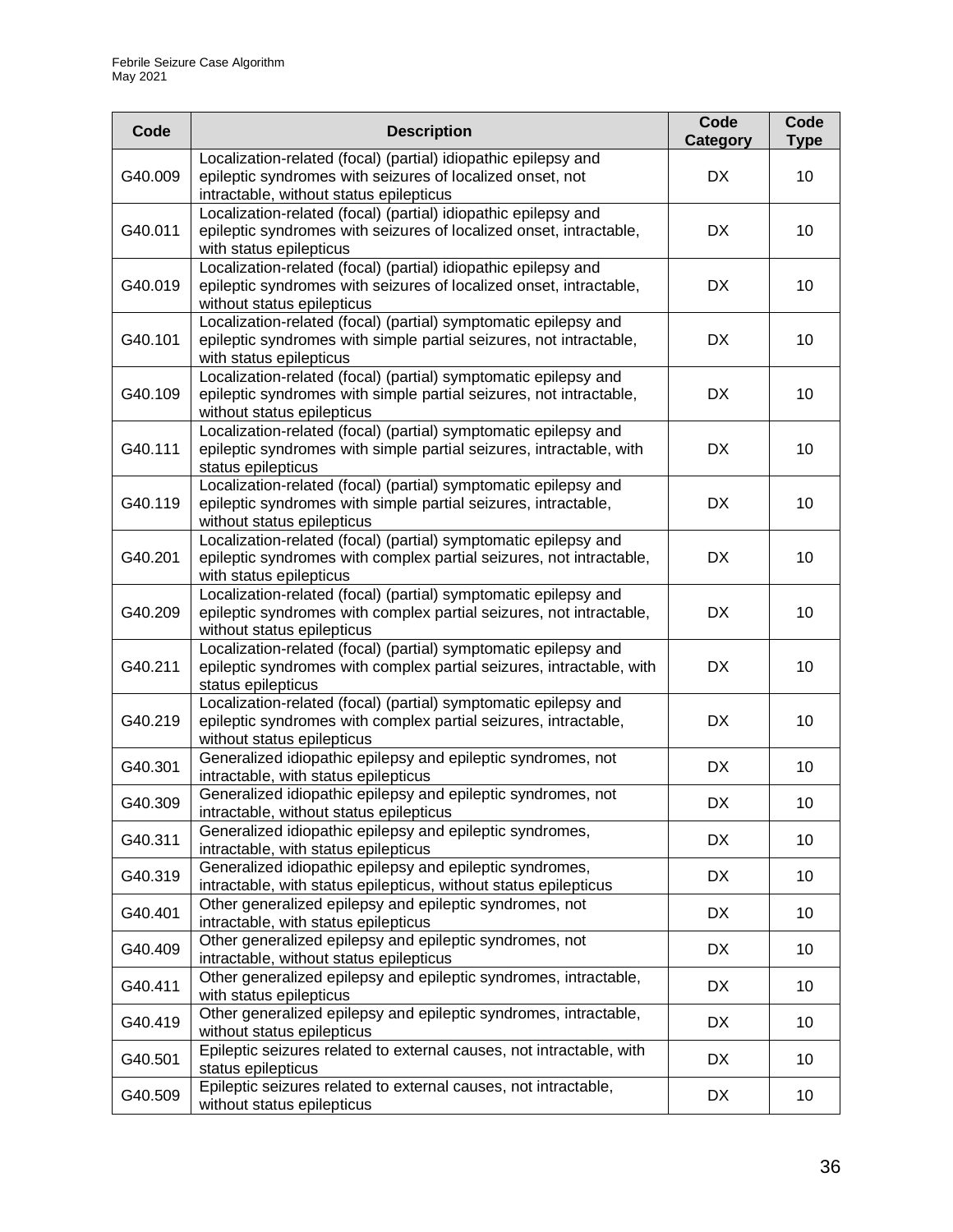| Code | Description | Code Category | Code Type |
| --- | --- | --- | --- |
| G40.009 | Localization-related (focal) (partial) idiopathic epilepsy and epileptic syndromes with seizures of localized onset, not intractable, without status epilepticus | DX | 10 |
| G40.011 | Localization-related (focal) (partial) idiopathic epilepsy and epileptic syndromes with seizures of localized onset, intractable, with status epilepticus | DX | 10 |
| G40.019 | Localization-related (focal) (partial) idiopathic epilepsy and epileptic syndromes with seizures of localized onset, intractable, without status epilepticus | DX | 10 |
| G40.101 | Localization-related (focal) (partial) symptomatic epilepsy and epileptic syndromes with simple partial seizures, not intractable, with status epilepticus | DX | 10 |
| G40.109 | Localization-related (focal) (partial) symptomatic epilepsy and epileptic syndromes with simple partial seizures, not intractable, without status epilepticus | DX | 10 |
| G40.111 | Localization-related (focal) (partial) symptomatic epilepsy and epileptic syndromes with simple partial seizures, intractable, with status epilepticus | DX | 10 |
| G40.119 | Localization-related (focal) (partial) symptomatic epilepsy and epileptic syndromes with simple partial seizures, intractable, without status epilepticus | DX | 10 |
| G40.201 | Localization-related (focal) (partial) symptomatic epilepsy and epileptic syndromes with complex partial seizures, not intractable, with status epilepticus | DX | 10 |
| G40.209 | Localization-related (focal) (partial) symptomatic epilepsy and epileptic syndromes with complex partial seizures, not intractable, without status epilepticus | DX | 10 |
| G40.211 | Localization-related (focal) (partial) symptomatic epilepsy and epileptic syndromes with complex partial seizures, intractable, with status epilepticus | DX | 10 |
| G40.219 | Localization-related (focal) (partial) symptomatic epilepsy and epileptic syndromes with complex partial seizures, intractable, without status epilepticus | DX | 10 |
| G40.301 | Generalized idiopathic epilepsy and epileptic syndromes, not intractable, with status epilepticus | DX | 10 |
| G40.309 | Generalized idiopathic epilepsy and epileptic syndromes, not intractable, without status epilepticus | DX | 10 |
| G40.311 | Generalized idiopathic epilepsy and epileptic syndromes, intractable, with status epilepticus | DX | 10 |
| G40.319 | Generalized idiopathic epilepsy and epileptic syndromes, intractable, with status epilepticus, without status epilepticus | DX | 10 |
| G40.401 | Other generalized epilepsy and epileptic syndromes, not intractable, with status epilepticus | DX | 10 |
| G40.409 | Other generalized epilepsy and epileptic syndromes, not intractable, without status epilepticus | DX | 10 |
| G40.411 | Other generalized epilepsy and epileptic syndromes, intractable, with status epilepticus | DX | 10 |
| G40.419 | Other generalized epilepsy and epileptic syndromes, intractable, without status epilepticus | DX | 10 |
| G40.501 | Epileptic seizures related to external causes, not intractable, with status epilepticus | DX | 10 |
| G40.509 | Epileptic seizures related to external causes, not intractable, without status epilepticus | DX | 10 |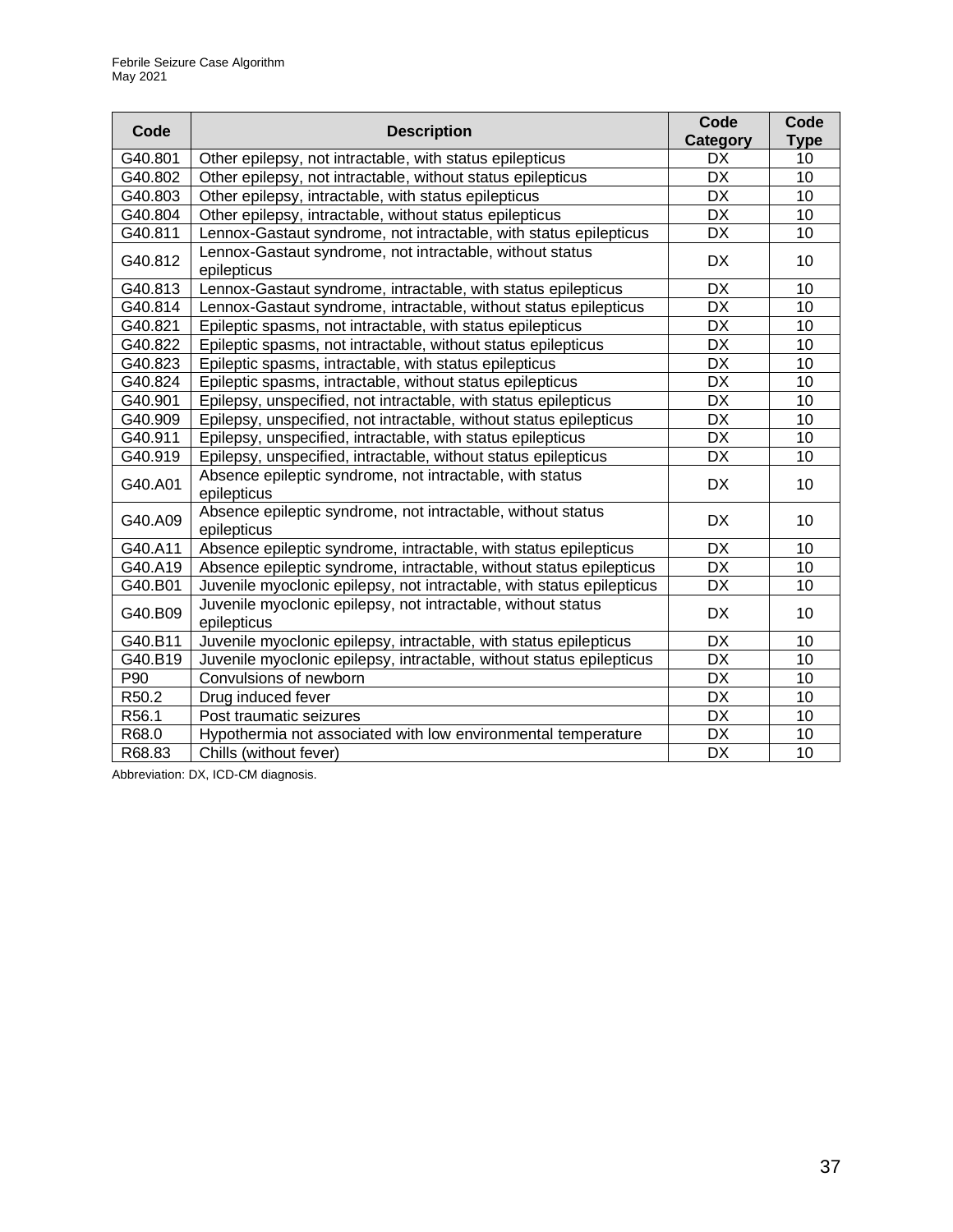| Code | Description | Code Category | Code Type |
| --- | --- | --- | --- |
| G40.801 | Other epilepsy, not intractable, with status epilepticus | DX | 10 |
| G40.802 | Other epilepsy, not intractable, without status epilepticus | DX | 10 |
| G40.803 | Other epilepsy, intractable, with status epilepticus | DX | 10 |
| G40.804 | Other epilepsy, intractable, without status epilepticus | DX | 10 |
| G40.811 | Lennox-Gastaut syndrome, not intractable, with status epilepticus | DX | 10 |
| G40.812 | Lennox-Gastaut syndrome, not intractable, without status epilepticus | DX | 10 |
| G40.813 | Lennox-Gastaut syndrome, intractable, with status epilepticus | DX | 10 |
| G40.814 | Lennox-Gastaut syndrome, intractable, without status epilepticus | DX | 10 |
| G40.821 | Epileptic spasms, not intractable, with status epilepticus | DX | 10 |
| G40.822 | Epileptic spasms, not intractable, without status epilepticus | DX | 10 |
| G40.823 | Epileptic spasms, intractable, with status epilepticus | DX | 10 |
| G40.824 | Epileptic spasms, intractable, without status epilepticus | DX | 10 |
| G40.901 | Epilepsy, unspecified, not intractable, with status epilepticus | DX | 10 |
| G40.909 | Epilepsy, unspecified, not intractable, without status epilepticus | DX | 10 |
| G40.911 | Epilepsy, unspecified, intractable, with status epilepticus | DX | 10 |
| G40.919 | Epilepsy, unspecified, intractable, without status epilepticus | DX | 10 |
| G40.A01 | Absence epileptic syndrome, not intractable, with status epilepticus | DX | 10 |
| G40.A09 | Absence epileptic syndrome, not intractable, without status epilepticus | DX | 10 |
| G40.A11 | Absence epileptic syndrome, intractable, with status epilepticus | DX | 10 |
| G40.A19 | Absence epileptic syndrome, intractable, without status epilepticus | DX | 10 |
| G40.B01 | Juvenile myoclonic epilepsy, not intractable, with status epilepticus | DX | 10 |
| G40.B09 | Juvenile myoclonic epilepsy, not intractable, without status epilepticus | DX | 10 |
| G40.B11 | Juvenile myoclonic epilepsy, intractable, with status epilepticus | DX | 10 |
| G40.B19 | Juvenile myoclonic epilepsy, intractable, without status epilepticus | DX | 10 |
| P90 | Convulsions of newborn | DX | 10 |
| R50.2 | Drug induced fever | DX | 10 |
| R56.1 | Post traumatic seizures | DX | 10 |
| R68.0 | Hypothermia not associated with low environmental temperature | DX | 10 |
| R68.83 | Chills (without fever) | DX | 10 |

Abbreviation: DX, ICD-CM diagnosis.